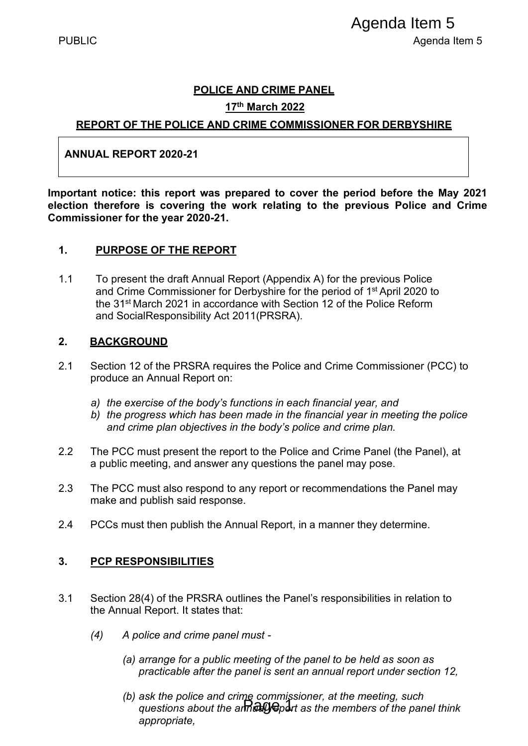PUBLIC

**POLICE AND CRIME PANEL**

**17th March 2022**

**REPORT OF THE POLICE AND CRIME COMMISSIONER FOR DERBYSHIRE**

| **ANNUAL REPORT 2020-21** |
|---|

**Important notice: this report was prepared to cover the period before the May 2021 election therefore is covering the work relating to the previous Police and Crime Commissioner for the year 2020-21.**

## 1. PURPOSE OF THE REPORT

1.1 To present the draft Annual Report (Appendix A) for the previous Police and Crime Commissioner for Derbyshire for the period of 1st April 2020 to the 31st March 2021 in accordance with Section 12 of the Police Reform and SocialResponsibility Act 2011(PRSRA).

## 2. BACKGROUND

2.1 Section 12 of the PRSRA requires the Police and Crime Commissioner (PCC) to produce an Annual Report on:

a) *the exercise of the body's functions in each financial year, and*
b) *the progress which has been made in the financial year in meeting the police and crime plan objectives in the body's police and crime plan.*

2.2 The PCC must present the report to the Police and Crime Panel (the Panel), at a public meeting, and answer any questions the panel may pose.

2.3 The PCC must also respond to any report or recommendations the Panel may make and publish said response.

2.4 PCCs must then publish the Annual Report, in a manner they determine.

## 3. PCP RESPONSIBILITIES

3.1 Section 28(4) of the PRSRA outlines the Panel's responsibilities in relation to the Annual Report. It states that:

*(4) A police and crime panel must -*

*(a) arrange for a public meeting of the panel to be held as soon as practicable after the panel is sent an annual report under section 12,*

*(b) ask the police and crime commissioner, at the meeting, such questions about the annual report as the members of the panel think appropriate,*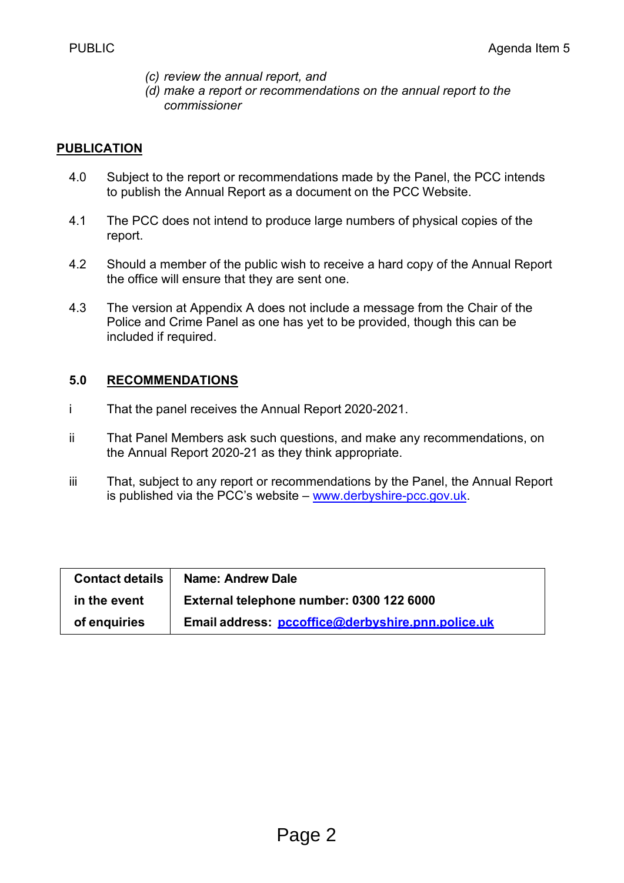*(c) review the annual report, and*

*(d) make a report or recommendations on the annual report to the commissioner*

## PUBLICATION

4.0 Subject to the report or recommendations made by the Panel, the PCC intends to publish the Annual Report as a document on the PCC Website.

4.1 The PCC does not intend to produce large numbers of physical copies of the report.

4.2 Should a member of the public wish to receive a hard copy of the Annual Report the office will ensure that they are sent one.

4.3 The version at Appendix A does not include a message from the Chair of the Police and Crime Panel as one has yet to be provided, though this can be included if required.

## 5.0 RECOMMENDATIONS

i That the panel receives the Annual Report 2020-2021.

ii That Panel Members ask such questions, and make any recommendations, on the Annual Report 2020-21 as they think appropriate.

iii That, subject to any report or recommendations by the Panel, the Annual Report is published via the PCC's website – www.derbyshire-pcc.gov.uk.

| Contact details in the event of enquiries | Name: Andrew Dale<br>External telephone number: 0300 122 6000<br>Email address: pccoffice@derbyshire.pnn.police.uk |
|---|---|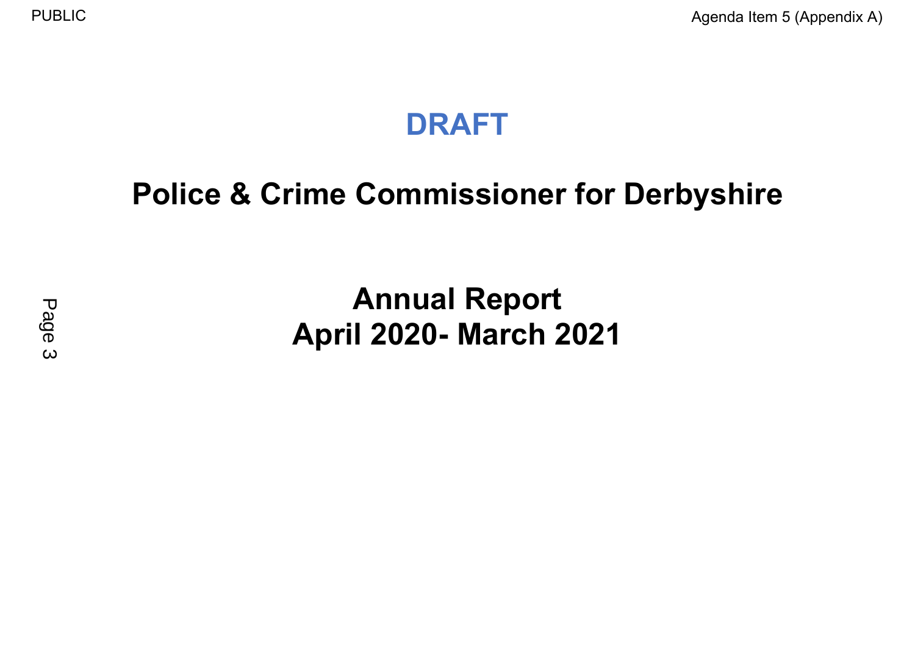**DRAFT**

# Police & Crime Commissioner for Derbyshire

# Annual Report
# April 2020- March 2021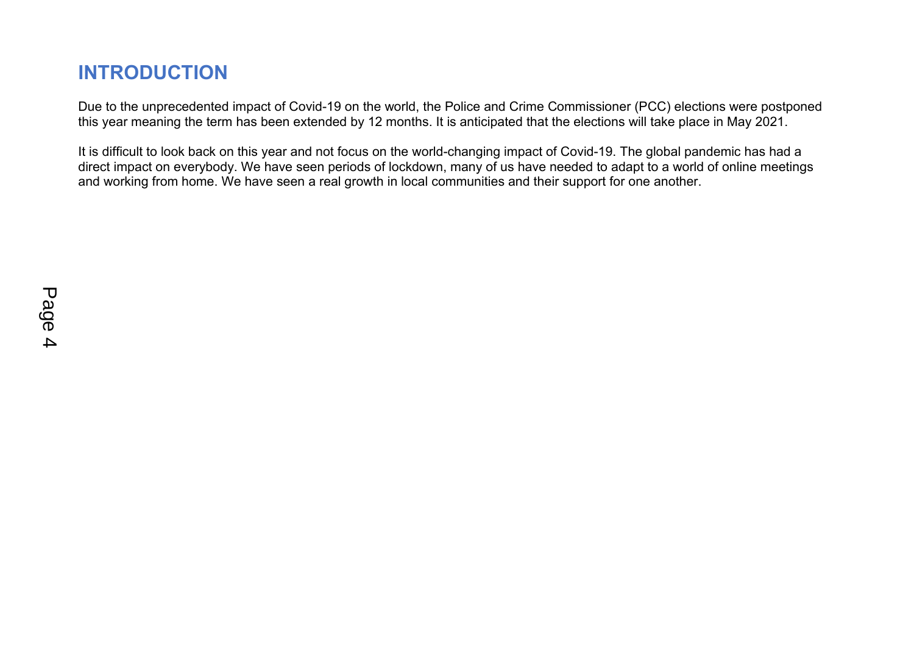# INTRODUCTION

Due to the unprecedented impact of Covid-19 on the world, the Police and Crime Commissioner (PCC) elections were postponed this year meaning the term has been extended by 12 months. It is anticipated that the elections will take place in May 2021.

It is difficult to look back on this year and not focus on the world-changing impact of Covid-19. The global pandemic has had a direct impact on everybody. We have seen periods of lockdown, many of us have needed to adapt to a world of online meetings and working from home. We have seen a real growth in local communities and their support for one another.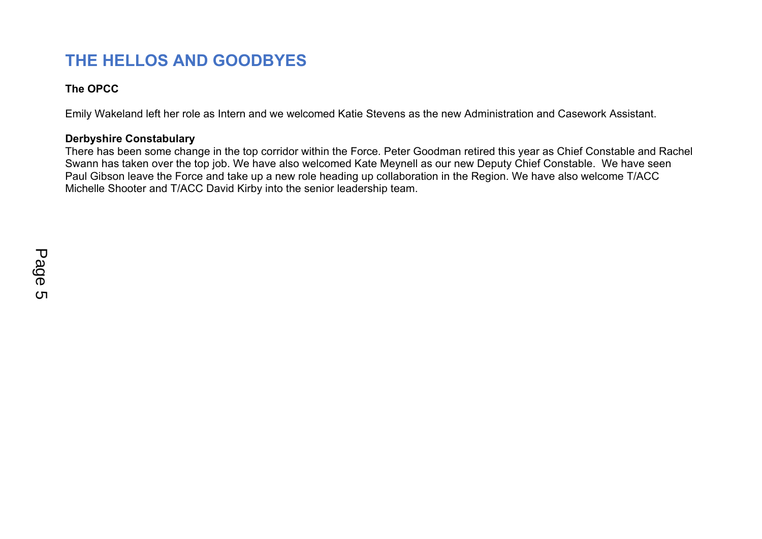# THE HELLOS AND GOODBYES

**The OPCC**

Emily Wakeland left her role as Intern and we welcomed Katie Stevens as the new Administration and Casework Assistant.

**Derbyshire Constabulary**

There has been some change in the top corridor within the Force. Peter Goodman retired this year as Chief Constable and Rachel Swann has taken over the top job. We have also welcomed Kate Meynell as our new Deputy Chief Constable. We have seen Paul Gibson leave the Force and take up a new role heading up collaboration in the Region. We have also welcome T/ACC Michelle Shooter and T/ACC David Kirby into the senior leadership team.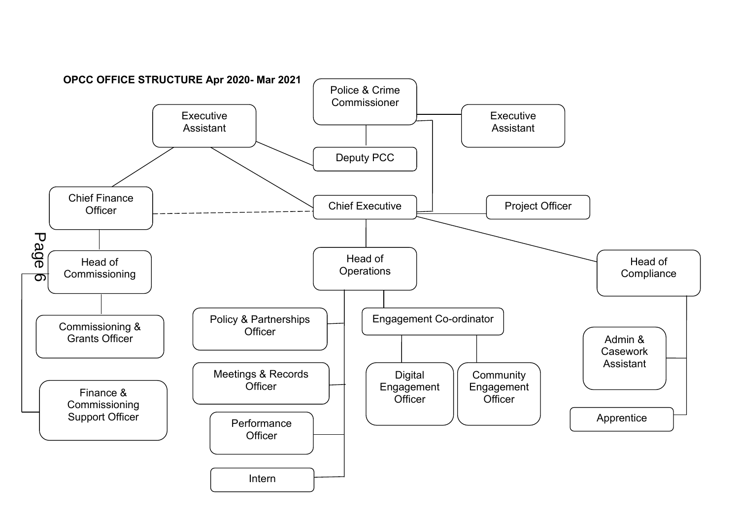**OPCC OFFICE STRUCTURE Apr 2020- Mar 2021**

- Police & Crime Commissioner
  - Executive Assistant
  - Deputy PCC
  - Chief Executive
- Executive Assistant (linked to Deputy PCC, Chief Executive and Chief Finance Officer)
- Chief Finance Officer (dashed line to Chief Executive)
  - Head of Commissioning
    - Commissioning & Grants Officer
    - Finance & Commissioning Support Officer
- Chief Executive
  - Project Officer
  - Head of Operations
    - Policy & Partnerships Officer
    - Meetings & Records Officer
    - Performance Officer
    - Intern
    - Engagement Co-ordinator
      - Digital Engagement Officer
      - Community Engagement Officer
  - Head of Compliance
    - Admin & Casework Assistant
    - Apprentice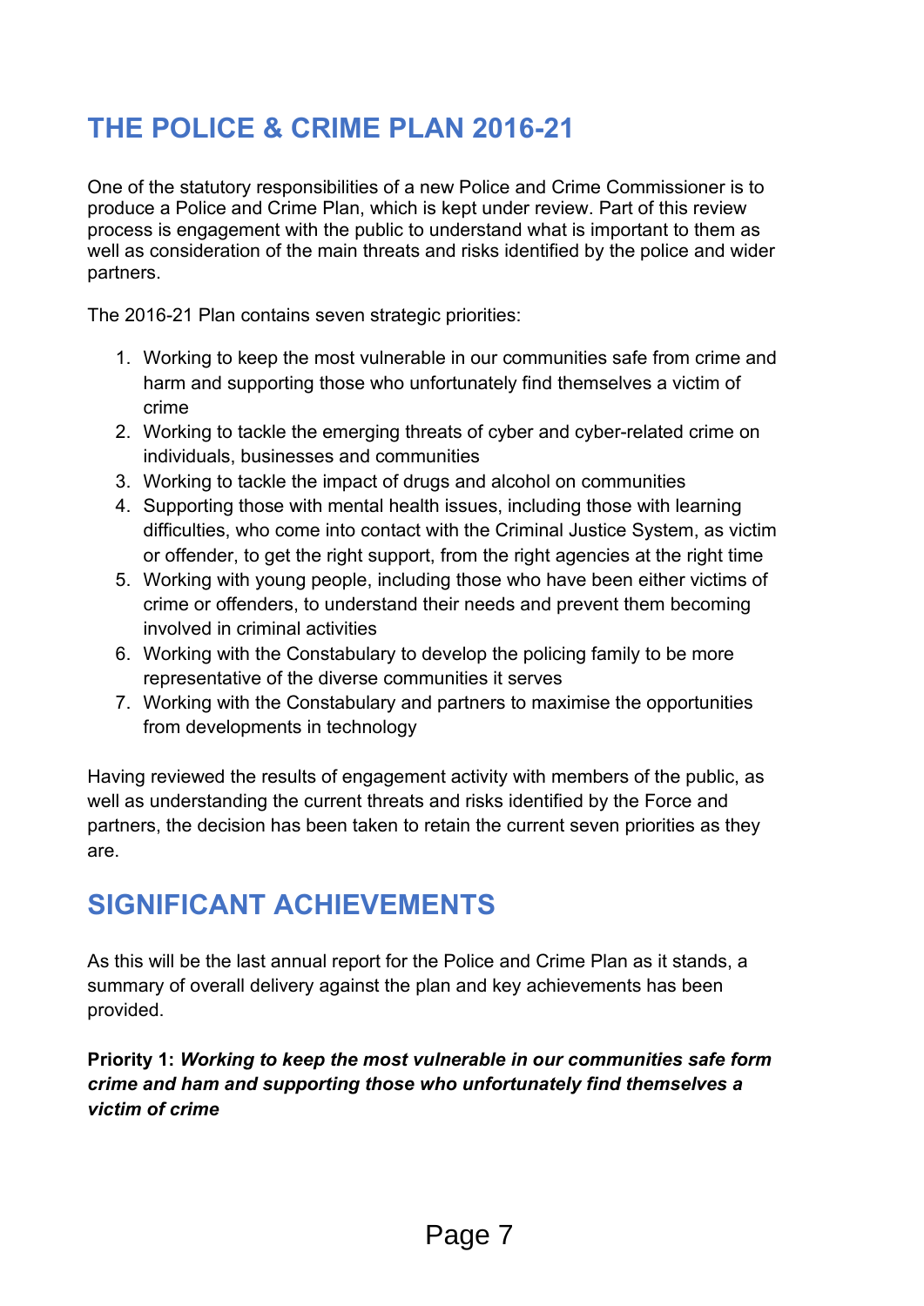## THE POLICE & CRIME PLAN 2016-21

One of the statutory responsibilities of a new Police and Crime Commissioner is to produce a Police and Crime Plan, which is kept under review. Part of this review process is engagement with the public to understand what is important to them as well as consideration of the main threats and risks identified by the police and wider partners.

The 2016-21 Plan contains seven strategic priorities:

1. Working to keep the most vulnerable in our communities safe from crime and harm and supporting those who unfortunately find themselves a victim of crime
2. Working to tackle the emerging threats of cyber and cyber-related crime on individuals, businesses and communities
3. Working to tackle the impact of drugs and alcohol on communities
4. Supporting those with mental health issues, including those with learning difficulties, who come into contact with the Criminal Justice System, as victim or offender, to get the right support, from the right agencies at the right time
5. Working with young people, including those who have been either victims of crime or offenders, to understand their needs and prevent them becoming involved in criminal activities
6. Working with the Constabulary to develop the policing family to be more representative of the diverse communities it serves
7. Working with the Constabulary and partners to maximise the opportunities from developments in technology

Having reviewed the results of engagement activity with members of the public, as well as understanding the current threats and risks identified by the Force and partners, the decision has been taken to retain the current seven priorities as they are.

## SIGNIFICANT ACHIEVEMENTS

As this will be the last annual report for the Police and Crime Plan as it stands, a summary of overall delivery against the plan and key achievements has been provided.

**Priority 1:** ***Working to keep the most vulnerable in our communities safe form crime and ham and supporting those who unfortunately find themselves a victim of crime***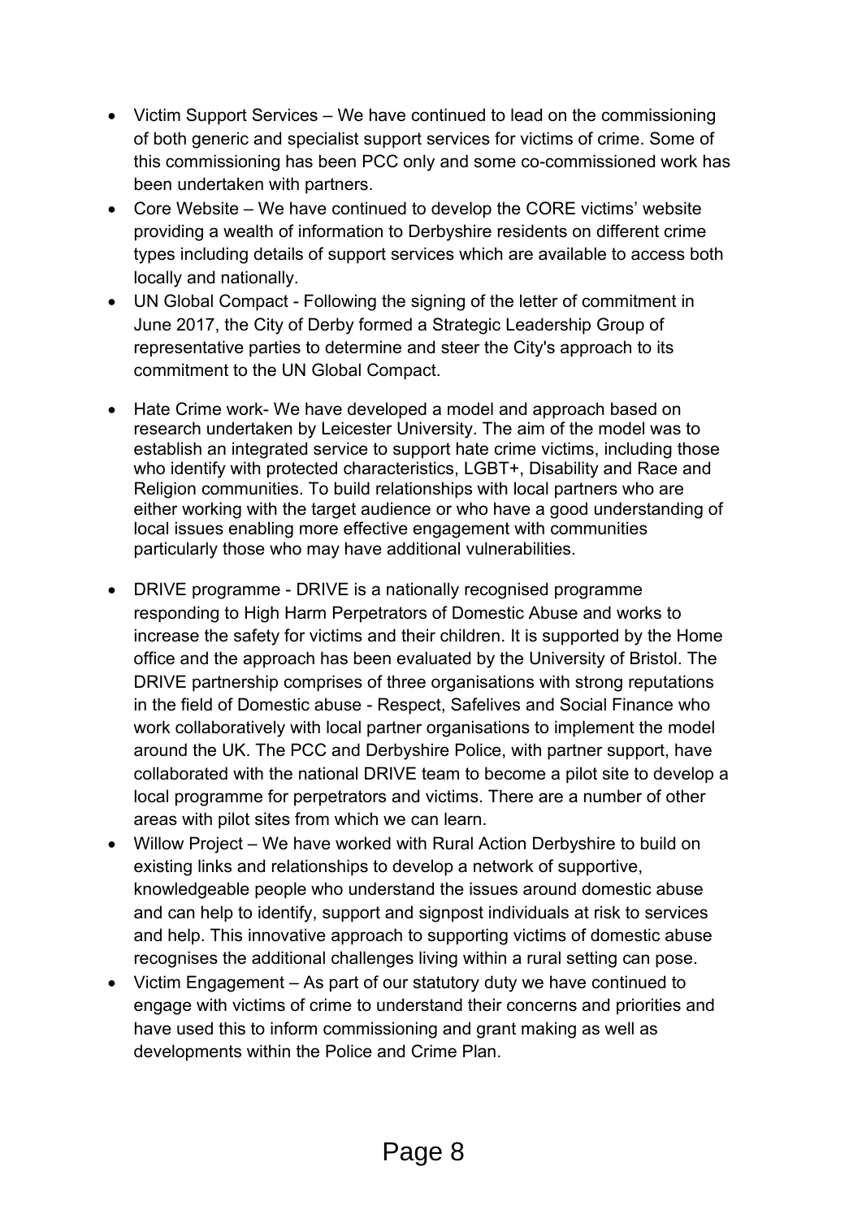- Victim Support Services – We have continued to lead on the commissioning of both generic and specialist support services for victims of crime. Some of this commissioning has been PCC only and some co-commissioned work has been undertaken with partners.
- Core Website – We have continued to develop the CORE victims' website providing a wealth of information to Derbyshire residents on different crime types including details of support services which are available to access both locally and nationally.
- UN Global Compact - Following the signing of the letter of commitment in June 2017, the City of Derby formed a Strategic Leadership Group of representative parties to determine and steer the City's approach to its commitment to the UN Global Compact.
- Hate Crime work- We have developed a model and approach based on research undertaken by Leicester University. The aim of the model was to establish an integrated service to support hate crime victims, including those who identify with protected characteristics, LGBT+, Disability and Race and Religion communities. To build relationships with local partners who are either working with the target audience or who have a good understanding of local issues enabling more effective engagement with communities particularly those who may have additional vulnerabilities.
- DRIVE programme - DRIVE is a nationally recognised programme responding to High Harm Perpetrators of Domestic Abuse and works to increase the safety for victims and their children. It is supported by the Home office and the approach has been evaluated by the University of Bristol. The DRIVE partnership comprises of three organisations with strong reputations in the field of Domestic abuse - Respect, Safelives and Social Finance who work collaboratively with local partner organisations to implement the model around the UK. The PCC and Derbyshire Police, with partner support, have collaborated with the national DRIVE team to become a pilot site to develop a local programme for perpetrators and victims. There are a number of other areas with pilot sites from which we can learn.
- Willow Project – We have worked with Rural Action Derbyshire to build on existing links and relationships to develop a network of supportive, knowledgeable people who understand the issues around domestic abuse and can help to identify, support and signpost individuals at risk to services and help. This innovative approach to supporting victims of domestic abuse recognises the additional challenges living within a rural setting can pose.
- Victim Engagement – As part of our statutory duty we have continued to engage with victims of crime to understand their concerns and priorities and have used this to inform commissioning and grant making as well as developments within the Police and Crime Plan.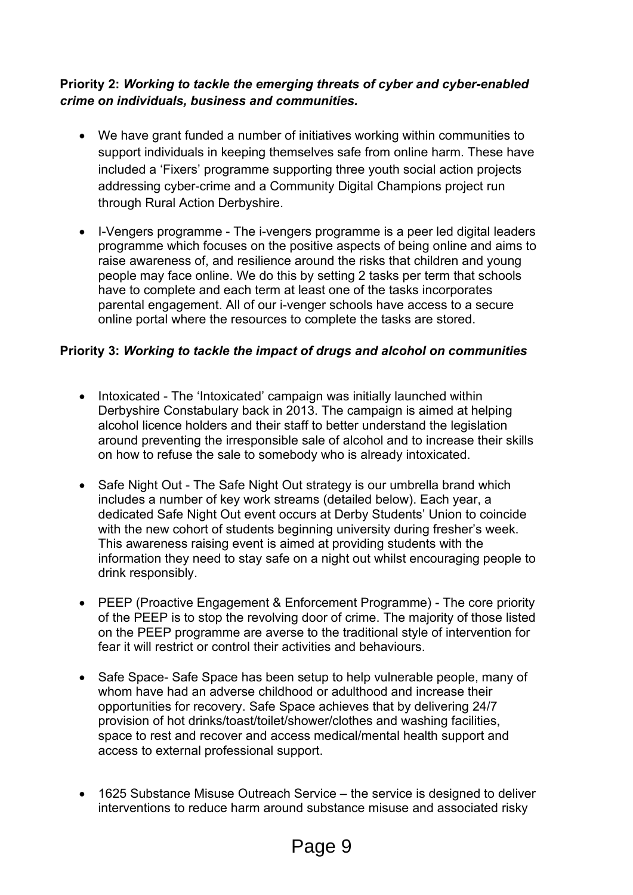**Priority 2:** ***Working to tackle the emerging threats of cyber and cyber-enabled crime on individuals, business and communities.***

- We have grant funded a number of initiatives working within communities to support individuals in keeping themselves safe from online harm. These have included a 'Fixers' programme supporting three youth social action projects addressing cyber-crime and a Community Digital Champions project run through Rural Action Derbyshire.

- I-Vengers programme - The i-vengers programme is a peer led digital leaders programme which focuses on the positive aspects of being online and aims to raise awareness of, and resilience around the risks that children and young people may face online. We do this by setting 2 tasks per term that schools have to complete and each term at least one of the tasks incorporates parental engagement. All of our i-venger schools have access to a secure online portal where the resources to complete the tasks are stored.

**Priority 3:** ***Working to tackle the impact of drugs and alcohol on communities***

- Intoxicated - The 'Intoxicated' campaign was initially launched within Derbyshire Constabulary back in 2013. The campaign is aimed at helping alcohol licence holders and their staff to better understand the legislation around preventing the irresponsible sale of alcohol and to increase their skills on how to refuse the sale to somebody who is already intoxicated.

- Safe Night Out - The Safe Night Out strategy is our umbrella brand which includes a number of key work streams (detailed below). Each year, a dedicated Safe Night Out event occurs at Derby Students' Union to coincide with the new cohort of students beginning university during fresher's week. This awareness raising event is aimed at providing students with the information they need to stay safe on a night out whilst encouraging people to drink responsibly.

- PEEP (Proactive Engagement & Enforcement Programme) - The core priority of the PEEP is to stop the revolving door of crime. The majority of those listed on the PEEP programme are averse to the traditional style of intervention for fear it will restrict or control their activities and behaviours.

- Safe Space- Safe Space has been setup to help vulnerable people, many of whom have had an adverse childhood or adulthood and increase their opportunities for recovery. Safe Space achieves that by delivering 24/7 provision of hot drinks/toast/toilet/shower/clothes and washing facilities, space to rest and recover and access medical/mental health support and access to external professional support.

- 1625 Substance Misuse Outreach Service – the service is designed to deliver interventions to reduce harm around substance misuse and associated risky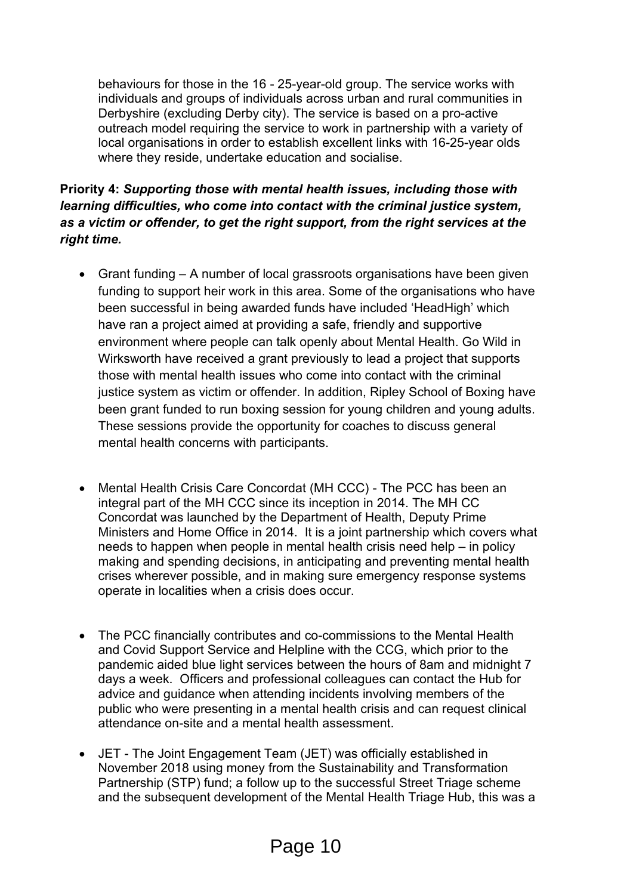behaviours for those in the 16 - 25-year-old group. The service works with individuals and groups of individuals across urban and rural communities in Derbyshire (excluding Derby city). The service is based on a pro-active outreach model requiring the service to work in partnership with a variety of local organisations in order to establish excellent links with 16-25-year olds where they reside, undertake education and socialise.

**Priority 4:** ***Supporting those with mental health issues, including those with learning difficulties, who come into contact with the criminal justice system, as a victim or offender, to get the right support, from the right services at the right time.***

- Grant funding – A number of local grassroots organisations have been given funding to support heir work in this area. Some of the organisations who have been successful in being awarded funds have included 'HeadHigh' which have ran a project aimed at providing a safe, friendly and supportive environment where people can talk openly about Mental Health. Go Wild in Wirksworth have received a grant previously to lead a project that supports those with mental health issues who come into contact with the criminal justice system as victim or offender. In addition, Ripley School of Boxing have been grant funded to run boxing session for young children and young adults. These sessions provide the opportunity for coaches to discuss general mental health concerns with participants.

- Mental Health Crisis Care Concordat (MH CCC) - The PCC has been an integral part of the MH CCC since its inception in 2014. The MH CC Concordat was launched by the Department of Health, Deputy Prime Ministers and Home Office in 2014. It is a joint partnership which covers what needs to happen when people in mental health crisis need help – in policy making and spending decisions, in anticipating and preventing mental health crises wherever possible, and in making sure emergency response systems operate in localities when a crisis does occur.

- The PCC financially contributes and co-commissions to the Mental Health and Covid Support Service and Helpline with the CCG, which prior to the pandemic aided blue light services between the hours of 8am and midnight 7 days a week. Officers and professional colleagues can contact the Hub for advice and guidance when attending incidents involving members of the public who were presenting in a mental health crisis and can request clinical attendance on-site and a mental health assessment.

- JET - The Joint Engagement Team (JET) was officially established in November 2018 using money from the Sustainability and Transformation Partnership (STP) fund; a follow up to the successful Street Triage scheme and the subsequent development of the Mental Health Triage Hub, this was a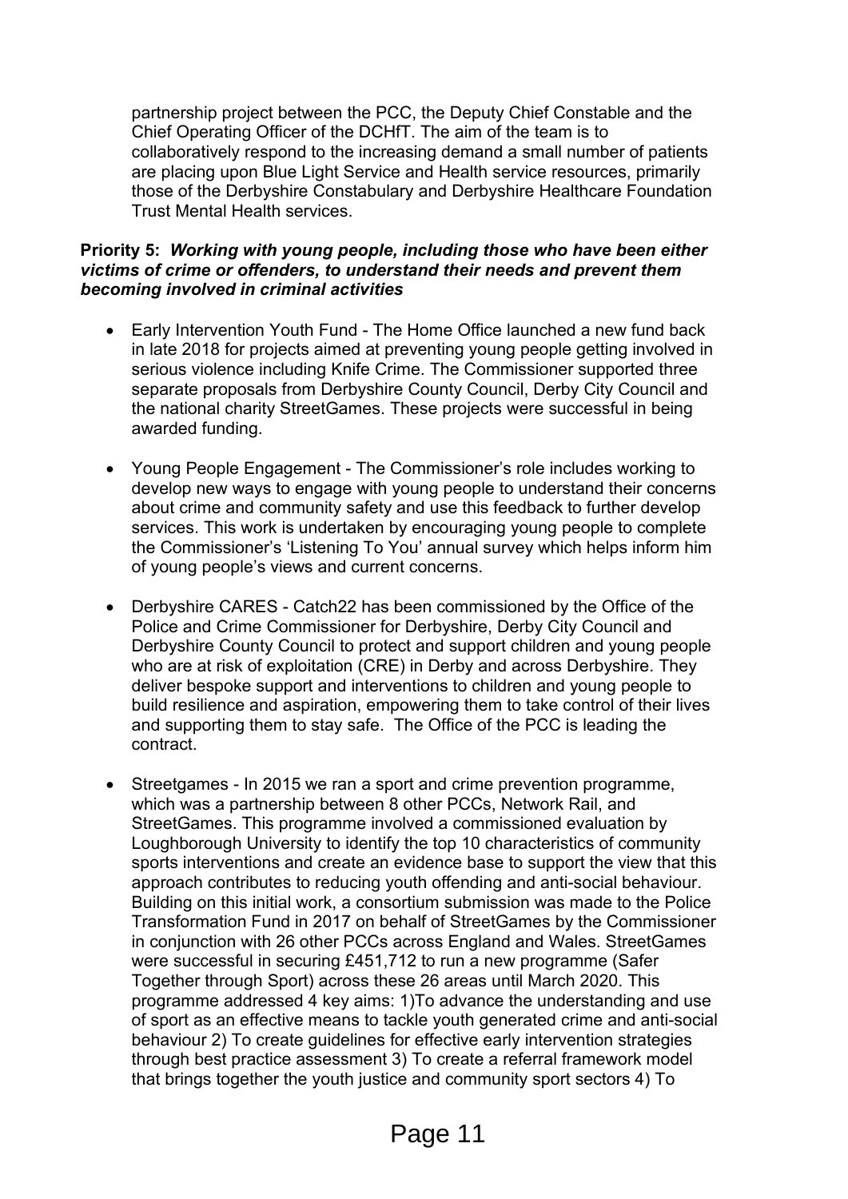partnership project between the PCC, the Deputy Chief Constable and the Chief Operating Officer of the DCHfT. The aim of the team is to collaboratively respond to the increasing demand a small number of patients are placing upon Blue Light Service and Health service resources, primarily those of the Derbyshire Constabulary and Derbyshire Healthcare Foundation Trust Mental Health services.

**Priority 5:** ***Working with young people, including those who have been either victims of crime or offenders, to understand their needs and prevent them becoming involved in criminal activities***

- Early Intervention Youth Fund - The Home Office launched a new fund back in late 2018 for projects aimed at preventing young people getting involved in serious violence including Knife Crime. The Commissioner supported three separate proposals from Derbyshire County Council, Derby City Council and the national charity StreetGames. These projects were successful in being awarded funding.

- Young People Engagement - The Commissioner's role includes working to develop new ways to engage with young people to understand their concerns about crime and community safety and use this feedback to further develop services. This work is undertaken by encouraging young people to complete the Commissioner's 'Listening To You' annual survey which helps inform him of young people's views and current concerns.

- Derbyshire CARES - Catch22 has been commissioned by the Office of the Police and Crime Commissioner for Derbyshire, Derby City Council and Derbyshire County Council to protect and support children and young people who are at risk of exploitation (CRE) in Derby and across Derbyshire. They deliver bespoke support and interventions to children and young people to build resilience and aspiration, empowering them to take control of their lives and supporting them to stay safe. The Office of the PCC is leading the contract.

- Streetgames - In 2015 we ran a sport and crime prevention programme, which was a partnership between 8 other PCCs, Network Rail, and StreetGames. This programme involved a commissioned evaluation by Loughborough University to identify the top 10 characteristics of community sports interventions and create an evidence base to support the view that this approach contributes to reducing youth offending and anti-social behaviour. Building on this initial work, a consortium submission was made to the Police Transformation Fund in 2017 on behalf of StreetGames by the Commissioner in conjunction with 26 other PCCs across England and Wales. StreetGames were successful in securing £451,712 to run a new programme (Safer Together through Sport) across these 26 areas until March 2020. This programme addressed 4 key aims: 1)To advance the understanding and use of sport as an effective means to tackle youth generated crime and anti-social behaviour 2) To create guidelines for effective early intervention strategies through best practice assessment 3) To create a referral framework model that brings together the youth justice and community sport sectors 4) To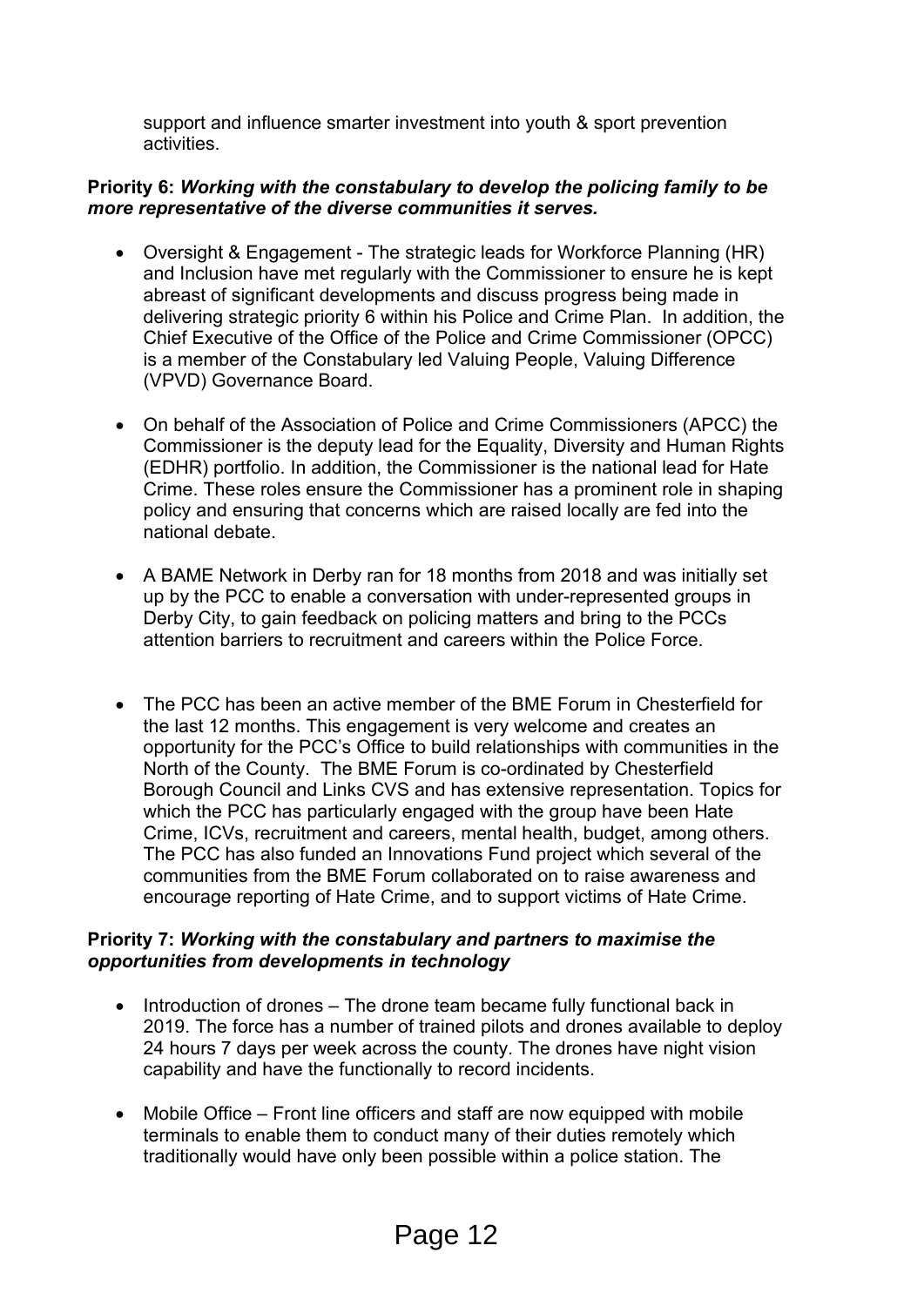support and influence smarter investment into youth & sport prevention activities.

**Priority 6: *Working with the constabulary to develop the policing family to be more representative of the diverse communities it serves.***

- Oversight & Engagement - The strategic leads for Workforce Planning (HR) and Inclusion have met regularly with the Commissioner to ensure he is kept abreast of significant developments and discuss progress being made in delivering strategic priority 6 within his Police and Crime Plan. In addition, the Chief Executive of the Office of the Police and Crime Commissioner (OPCC) is a member of the Constabulary led Valuing People, Valuing Difference (VPVD) Governance Board.

- On behalf of the Association of Police and Crime Commissioners (APCC) the Commissioner is the deputy lead for the Equality, Diversity and Human Rights (EDHR) portfolio. In addition, the Commissioner is the national lead for Hate Crime. These roles ensure the Commissioner has a prominent role in shaping policy and ensuring that concerns which are raised locally are fed into the national debate.

- A BAME Network in Derby ran for 18 months from 2018 and was initially set up by the PCC to enable a conversation with under-represented groups in Derby City, to gain feedback on policing matters and bring to the PCCs attention barriers to recruitment and careers within the Police Force.

- The PCC has been an active member of the BME Forum in Chesterfield for the last 12 months. This engagement is very welcome and creates an opportunity for the PCC's Office to build relationships with communities in the North of the County. The BME Forum is co-ordinated by Chesterfield Borough Council and Links CVS and has extensive representation. Topics for which the PCC has particularly engaged with the group have been Hate Crime, ICVs, recruitment and careers, mental health, budget, among others. The PCC has also funded an Innovations Fund project which several of the communities from the BME Forum collaborated on to raise awareness and encourage reporting of Hate Crime, and to support victims of Hate Crime.

**Priority 7: *Working with the constabulary and partners to maximise the opportunities from developments in technology***

- Introduction of drones – The drone team became fully functional back in 2019. The force has a number of trained pilots and drones available to deploy 24 hours 7 days per week across the county. The drones have night vision capability and have the functionally to record incidents.

- Mobile Office – Front line officers and staff are now equipped with mobile terminals to enable them to conduct many of their duties remotely which traditionally would have only been possible within a police station. The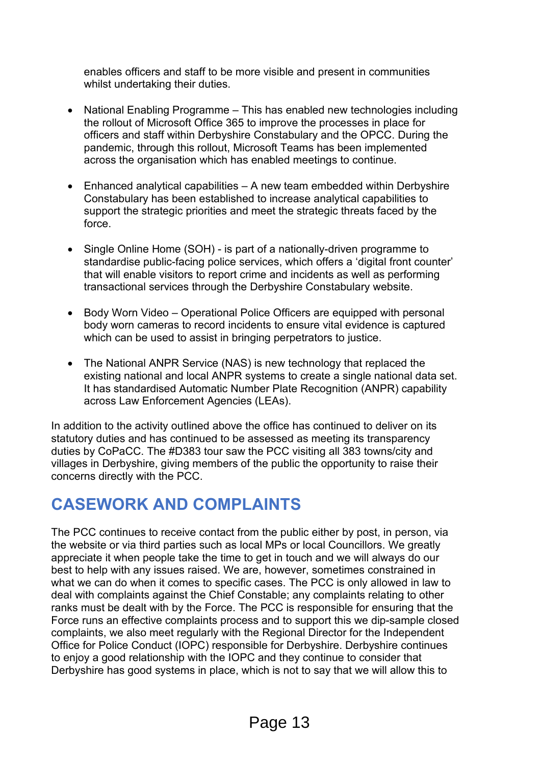enables officers and staff to be more visible and present in communities whilst undertaking their duties.

- National Enabling Programme – This has enabled new technologies including the rollout of Microsoft Office 365 to improve the processes in place for officers and staff within Derbyshire Constabulary and the OPCC. During the pandemic, through this rollout, Microsoft Teams has been implemented across the organisation which has enabled meetings to continue.

- Enhanced analytical capabilities – A new team embedded within Derbyshire Constabulary has been established to increase analytical capabilities to support the strategic priorities and meet the strategic threats faced by the force.

- Single Online Home (SOH) - is part of a nationally-driven programme to standardise public-facing police services, which offers a 'digital front counter' that will enable visitors to report crime and incidents as well as performing transactional services through the Derbyshire Constabulary website.

- Body Worn Video – Operational Police Officers are equipped with personal body worn cameras to record incidents to ensure vital evidence is captured which can be used to assist in bringing perpetrators to justice.

- The National ANPR Service (NAS) is new technology that replaced the existing national and local ANPR systems to create a single national data set. It has standardised Automatic Number Plate Recognition (ANPR) capability across Law Enforcement Agencies (LEAs).

In addition to the activity outlined above the office has continued to deliver on its statutory duties and has continued to be assessed as meeting its transparency duties by CoPaCC. The #D383 tour saw the PCC visiting all 383 towns/city and villages in Derbyshire, giving members of the public the opportunity to raise their concerns directly with the PCC.

## CASEWORK AND COMPLAINTS

The PCC continues to receive contact from the public either by post, in person, via the website or via third parties such as local MPs or local Councillors. We greatly appreciate it when people take the time to get in touch and we will always do our best to help with any issues raised. We are, however, sometimes constrained in what we can do when it comes to specific cases. The PCC is only allowed in law to deal with complaints against the Chief Constable; any complaints relating to other ranks must be dealt with by the Force. The PCC is responsible for ensuring that the Force runs an effective complaints process and to support this we dip-sample closed complaints, we also meet regularly with the Regional Director for the Independent Office for Police Conduct (IOPC) responsible for Derbyshire. Derbyshire continues to enjoy a good relationship with the IOPC and they continue to consider that Derbyshire has good systems in place, which is not to say that we will allow this to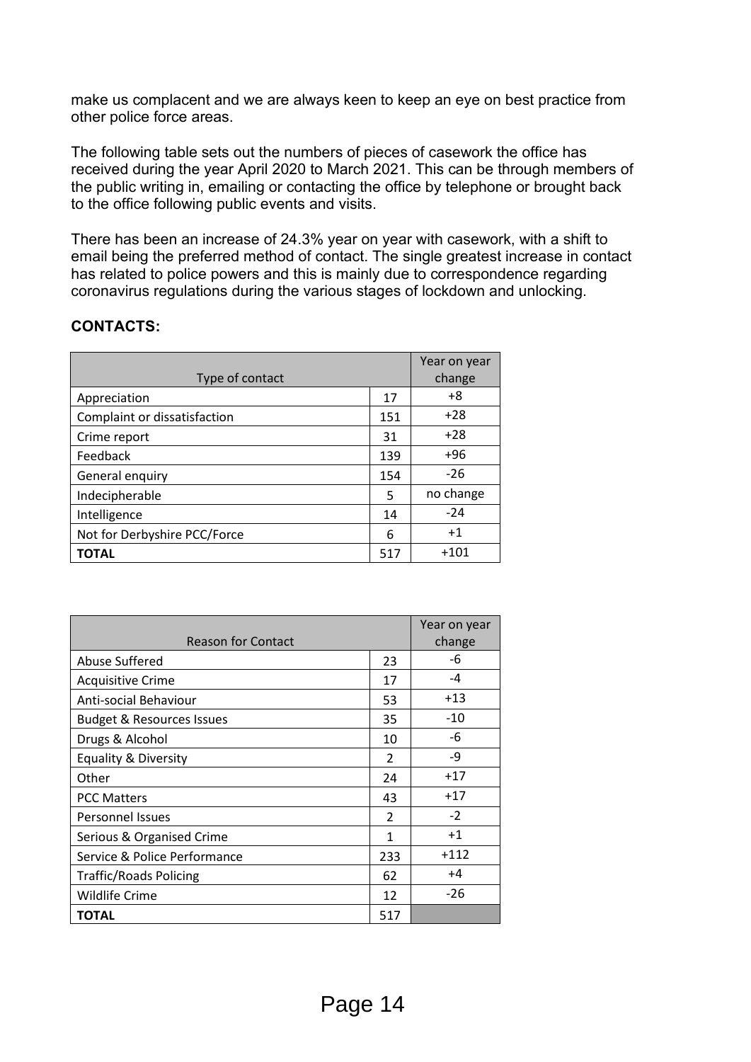make us complacent and we are always keen to keep an eye on best practice from other police force areas.

The following table sets out the numbers of pieces of casework the office has received during the year April 2020 to March 2021. This can be through members of the public writing in, emailing or contacting the office by telephone or brought back to the office following public events and visits.

There has been an increase of 24.3% year on year with casework, with a shift to email being the preferred method of contact. The single greatest increase in contact has related to police powers and this is mainly due to correspondence regarding coronavirus regulations during the various stages of lockdown and unlocking.

**CONTACTS:**

| Type of contact | | Year on year change |
|---|---|---|
| Appreciation | 17 | +8 |
| Complaint or dissatisfaction | 151 | +28 |
| Crime report | 31 | +28 |
| Feedback | 139 | +96 |
| General enquiry | 154 | -26 |
| Indecipherable | 5 | no change |
| Intelligence | 14 | -24 |
| Not for Derbyshire PCC/Force | 6 | +1 |
| **TOTAL** | 517 | +101 |

| Reason for Contact | | Year on year change |
|---|---|---|
| Abuse Suffered | 23 | -6 |
| Acquisitive Crime | 17 | -4 |
| Anti-social Behaviour | 53 | +13 |
| Budget & Resources Issues | 35 | -10 |
| Drugs & Alcohol | 10 | -6 |
| Equality & Diversity | 2 | -9 |
| Other | 24 | +17 |
| PCC Matters | 43 | +17 |
| Personnel Issues | 2 | -2 |
| Serious & Organised Crime | 1 | +1 |
| Service & Police Performance | 233 | +112 |
| Traffic/Roads Policing | 62 | +4 |
| Wildlife Crime | 12 | -26 |
| **TOTAL** | 517 | |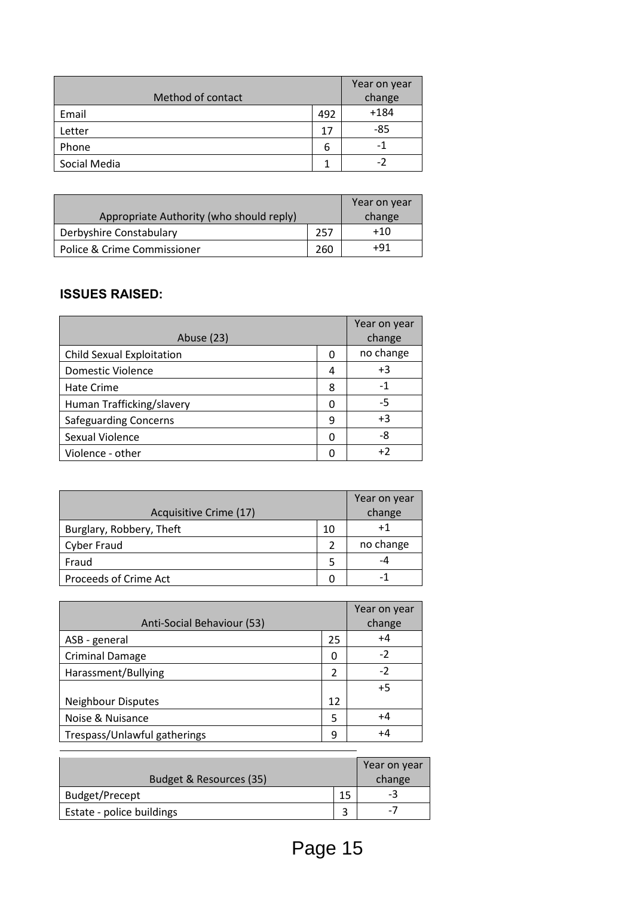| Method of contact | | Year on year change |
|---|---|---|
| Email | 492 | +184 |
| Letter | 17 | -85 |
| Phone | 6 | -1 |
| Social Media | 1 | -2 |

| Appropriate Authority (who should reply) | | Year on year change |
|---|---|---|
| Derbyshire Constabulary | 257 | +10 |
| Police & Crime Commissioner | 260 | +91 |

### ISSUES RAISED:

| Abuse (23) | | Year on year change |
|---|---|---|
| Child Sexual Exploitation | 0 | no change |
| Domestic Violence | 4 | +3 |
| Hate Crime | 8 | -1 |
| Human Trafficking/slavery | 0 | -5 |
| Safeguarding Concerns | 9 | +3 |
| Sexual Violence | 0 | -8 |
| Violence - other | 0 | +2 |

| Acquisitive Crime (17) | | Year on year change |
|---|---|---|
| Burglary, Robbery, Theft | 10 | +1 |
| Cyber Fraud | 2 | no change |
| Fraud | 5 | -4 |
| Proceeds of Crime Act | 0 | -1 |

| Anti-Social Behaviour (53) | | Year on year change |
|---|---|---|
| ASB - general | 25 | +4 |
| Criminal Damage | 0 | -2 |
| Harassment/Bullying | 2 | -2 |
| Neighbour Disputes | 12 | +5 |
| Noise & Nuisance | 5 | +4 |
| Trespass/Unlawful gatherings | 9 | +4 |

| Budget & Resources (35) | | Year on year change |
|---|---|---|
| Budget/Precept | 15 | -3 |
| Estate - police buildings | 3 | -7 |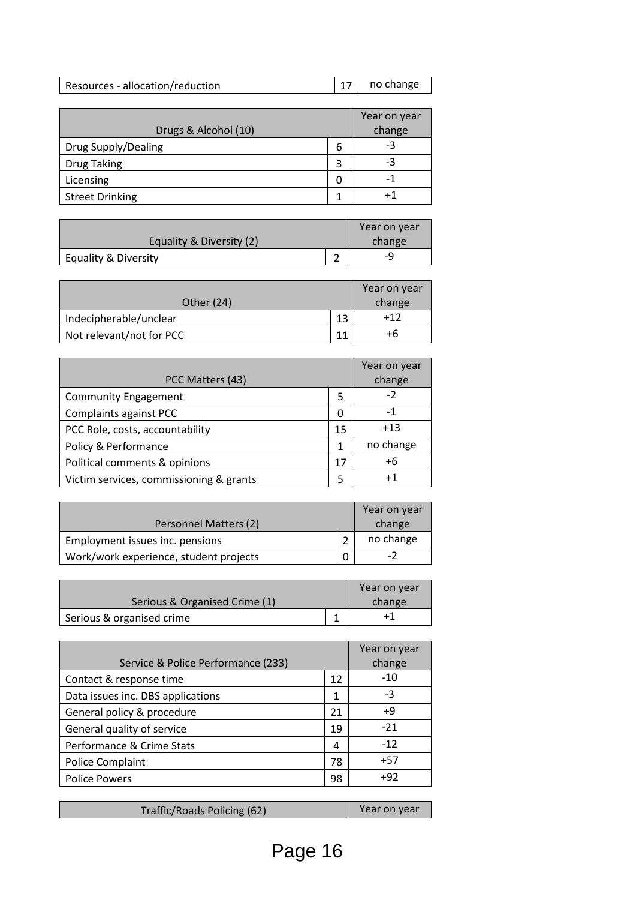| Resources - allocation/reduction | 17 | no change |
|---|---|---|

| Drugs & Alcohol (10) | | Year on year change |
|---|---|---|
| Drug Supply/Dealing | 6 | -3 |
| Drug Taking | 3 | -3 |
| Licensing | 0 | -1 |
| Street Drinking | 1 | +1 |

| Equality & Diversity (2) | | Year on year change |
|---|---|---|
| Equality & Diversity | 2 | -9 |

| Other (24) | | Year on year change |
|---|---|---|
| Indecipherable/unclear | 13 | +12 |
| Not relevant/not for PCC | 11 | +6 |

| PCC Matters (43) | | Year on year change |
|---|---|---|
| Community Engagement | 5 | -2 |
| Complaints against PCC | 0 | -1 |
| PCC Role, costs, accountability | 15 | +13 |
| Policy & Performance | 1 | no change |
| Political comments & opinions | 17 | +6 |
| Victim services, commissioning & grants | 5 | +1 |

| Personnel Matters (2) | | Year on year change |
|---|---|---|
| Employment issues inc. pensions | 2 | no change |
| Work/work experience, student projects | 0 | -2 |

| Serious & Organised Crime (1) | | Year on year change |
|---|---|---|
| Serious & organised crime | 1 | +1 |

| Service & Police Performance (233) | | Year on year change |
|---|---|---|
| Contact & response time | 12 | -10 |
| Data issues inc. DBS applications | 1 | -3 |
| General policy & procedure | 21 | +9 |
| General quality of service | 19 | -21 |
| Performance & Crime Stats | 4 | -12 |
| Police Complaint | 78 | +57 |
| Police Powers | 98 | +92 |

| Traffic/Roads Policing (62) | | Year on year |
|---|---|---|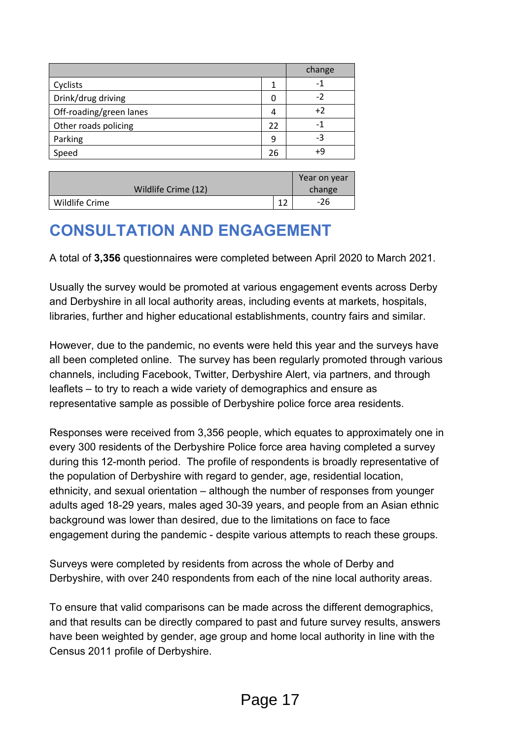| | | change |
|---|---|---|
| Cyclists | 1 | -1 |
| Drink/drug driving | 0 | -2 |
| Off-roading/green lanes | 4 | +2 |
| Other roads policing | 22 | -1 |
| Parking | 9 | -3 |
| Speed | 26 | +9 |

| Wildlife Crime (12) | | Year on year change |
|---|---|---|
| Wildlife Crime | 12 | -26 |

# CONSULTATION AND ENGAGEMENT

A total of **3,356** questionnaires were completed between April 2020 to March 2021.

Usually the survey would be promoted at various engagement events across Derby and Derbyshire in all local authority areas, including events at markets, hospitals, libraries, further and higher educational establishments, country fairs and similar.

However, due to the pandemic, no events were held this year and the surveys have all been completed online. The survey has been regularly promoted through various channels, including Facebook, Twitter, Derbyshire Alert, via partners, and through leaflets – to try to reach a wide variety of demographics and ensure as representative sample as possible of Derbyshire police force area residents.

Responses were received from 3,356 people, which equates to approximately one in every 300 residents of the Derbyshire Police force area having completed a survey during this 12-month period. The profile of respondents is broadly representative of the population of Derbyshire with regard to gender, age, residential location, ethnicity, and sexual orientation – although the number of responses from younger adults aged 18-29 years, males aged 30-39 years, and people from an Asian ethnic background was lower than desired, due to the limitations on face to face engagement during the pandemic - despite various attempts to reach these groups.

Surveys were completed by residents from across the whole of Derby and Derbyshire, with over 240 respondents from each of the nine local authority areas.

To ensure that valid comparisons can be made across the different demographics, and that results can be directly compared to past and future survey results, answers have been weighted by gender, age group and home local authority in line with the Census 2011 profile of Derbyshire.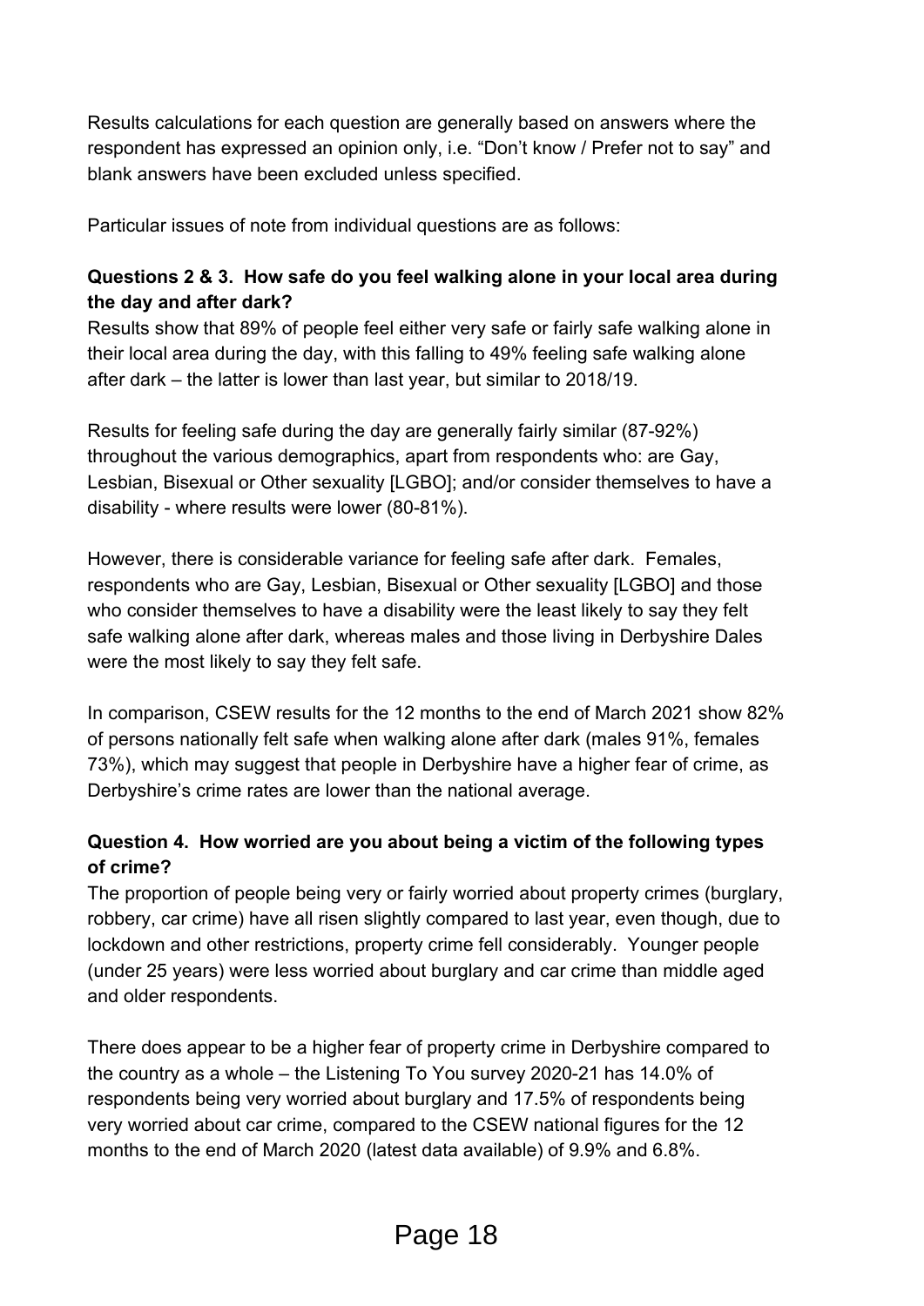Results calculations for each question are generally based on answers where the respondent has expressed an opinion only, i.e. "Don't know / Prefer not to say" and blank answers have been excluded unless specified.

Particular issues of note from individual questions are as follows:

**Questions 2 & 3. How safe do you feel walking alone in your local area during the day and after dark?**

Results show that 89% of people feel either very safe or fairly safe walking alone in their local area during the day, with this falling to 49% feeling safe walking alone after dark – the latter is lower than last year, but similar to 2018/19.

Results for feeling safe during the day are generally fairly similar (87-92%) throughout the various demographics, apart from respondents who: are Gay, Lesbian, Bisexual or Other sexuality [LGBO]; and/or consider themselves to have a disability - where results were lower (80-81%).

However, there is considerable variance for feeling safe after dark. Females, respondents who are Gay, Lesbian, Bisexual or Other sexuality [LGBO] and those who consider themselves to have a disability were the least likely to say they felt safe walking alone after dark, whereas males and those living in Derbyshire Dales were the most likely to say they felt safe.

In comparison, CSEW results for the 12 months to the end of March 2021 show 82% of persons nationally felt safe when walking alone after dark (males 91%, females 73%), which may suggest that people in Derbyshire have a higher fear of crime, as Derbyshire's crime rates are lower than the national average.

**Question 4. How worried are you about being a victim of the following types of crime?**

The proportion of people being very or fairly worried about property crimes (burglary, robbery, car crime) have all risen slightly compared to last year, even though, due to lockdown and other restrictions, property crime fell considerably. Younger people (under 25 years) were less worried about burglary and car crime than middle aged and older respondents.

There does appear to be a higher fear of property crime in Derbyshire compared to the country as a whole – the Listening To You survey 2020-21 has 14.0% of respondents being very worried about burglary and 17.5% of respondents being very worried about car crime, compared to the CSEW national figures for the 12 months to the end of March 2020 (latest data available) of 9.9% and 6.8%.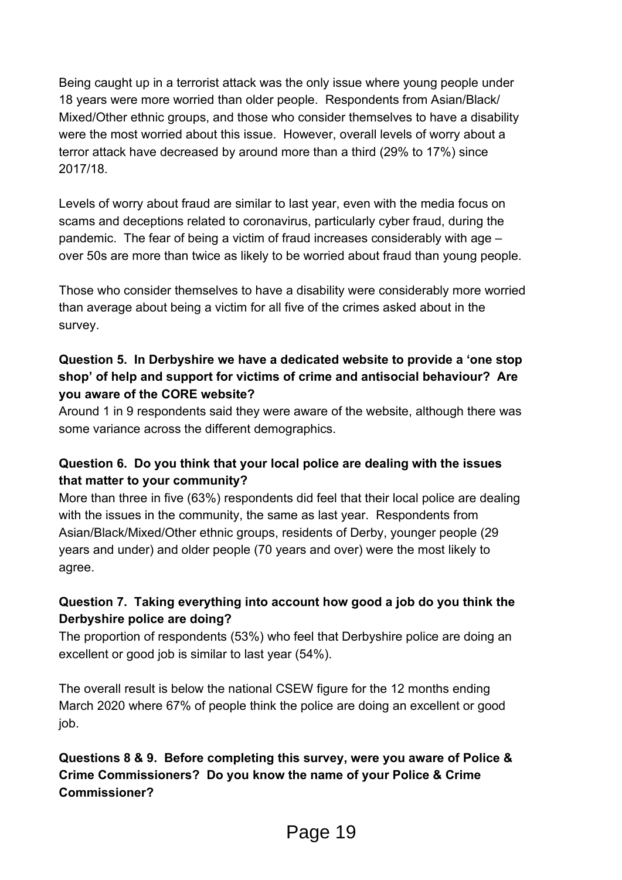Being caught up in a terrorist attack was the only issue where young people under 18 years were more worried than older people. Respondents from Asian/Black/ Mixed/Other ethnic groups, and those who consider themselves to have a disability were the most worried about this issue. However, overall levels of worry about a terror attack have decreased by around more than a third (29% to 17%) since 2017/18.

Levels of worry about fraud are similar to last year, even with the media focus on scams and deceptions related to coronavirus, particularly cyber fraud, during the pandemic. The fear of being a victim of fraud increases considerably with age – over 50s are more than twice as likely to be worried about fraud than young people.

Those who consider themselves to have a disability were considerably more worried than average about being a victim for all five of the crimes asked about in the survey.

**Question 5. In Derbyshire we have a dedicated website to provide a 'one stop shop' of help and support for victims of crime and antisocial behaviour? Are you aware of the CORE website?**

Around 1 in 9 respondents said they were aware of the website, although there was some variance across the different demographics.

**Question 6. Do you think that your local police are dealing with the issues that matter to your community?**

More than three in five (63%) respondents did feel that their local police are dealing with the issues in the community, the same as last year. Respondents from Asian/Black/Mixed/Other ethnic groups, residents of Derby, younger people (29 years and under) and older people (70 years and over) were the most likely to agree.

**Question 7. Taking everything into account how good a job do you think the Derbyshire police are doing?**

The proportion of respondents (53%) who feel that Derbyshire police are doing an excellent or good job is similar to last year (54%).

The overall result is below the national CSEW figure for the 12 months ending March 2020 where 67% of people think the police are doing an excellent or good job.

**Questions 8 & 9. Before completing this survey, were you aware of Police & Crime Commissioners? Do you know the name of your Police & Crime Commissioner?**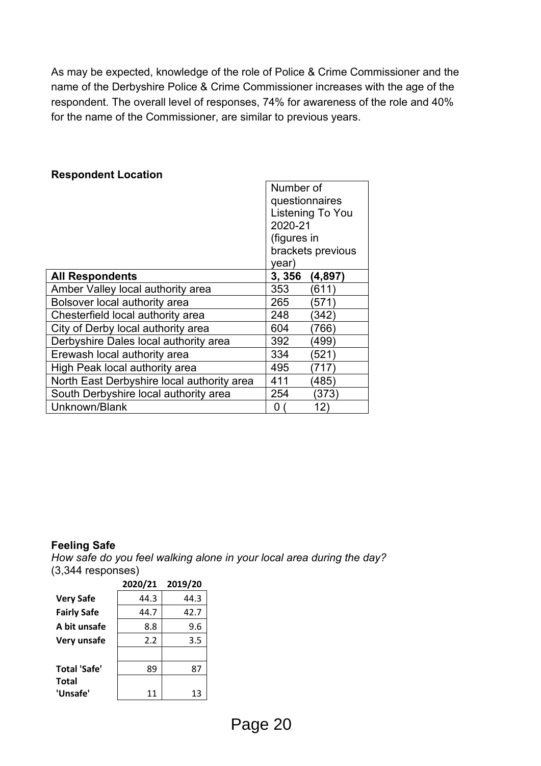As may be expected, knowledge of the role of Police & Crime Commissioner and the name of the Derbyshire Police & Crime Commissioner increases with the age of the respondent. The overall level of responses, 74% for awareness of the role and 40% for the name of the Commissioner, are similar to previous years.

**Respondent Location**

| | Number of questionnaires Listening To You 2020-21 (figures in brackets previous year) |
|---|---|
| **All Respondents** | **3, 356 (4,897)** |
| Amber Valley local authority area | 353 (611) |
| Bolsover local authority area | 265 (571) |
| Chesterfield local authority area | 248 (342) |
| City of Derby local authority area | 604 (766) |
| Derbyshire Dales local authority area | 392 (499) |
| Erewash local authority area | 334 (521) |
| High Peak local authority area | 495 (717) |
| North East Derbyshire local authority area | 411 (485) |
| South Derbyshire local authority area | 254 (373) |
| Unknown/Blank | 0 ( 12) |

**Feeling Safe**

*How safe do you feel walking alone in your local area during the day?*
(3,344 responses)

| | 2020/21 | 2019/20 |
|---|---|---|
| **Very Safe** | 44.3 | 44.3 |
| **Fairly Safe** | 44.7 | 42.7 |
| **A bit unsafe** | 8.8 | 9.6 |
| **Very unsafe** | 2.2 | 3.5 |
| | | |
| **Total 'Safe'** | 89 | 87 |
| **Total 'Unsafe'** | 11 | 13 |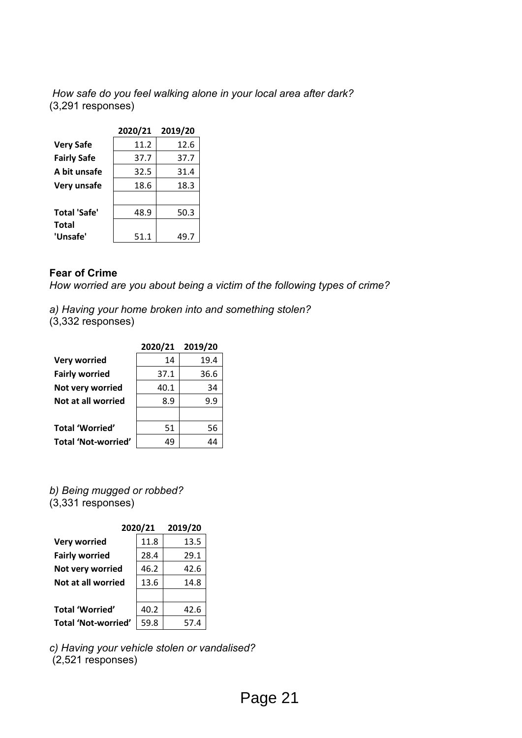*How safe do you feel walking alone in your local area after dark?*
(3,291 responses)

| | 2020/21 | 2019/20 |
|---|---|---|
| **Very Safe** | 11.2 | 12.6 |
| **Fairly Safe** | 37.7 | 37.7 |
| **A bit unsafe** | 32.5 | 31.4 |
| **Very unsafe** | 18.6 | 18.3 |
| | | |
| **Total 'Safe'** | 48.9 | 50.3 |
| **Total 'Unsafe'** | 51.1 | 49.7 |

## Fear of Crime

*How worried are you about being a victim of the following types of crime?*

*a) Having your home broken into and something stolen?*
(3,332 responses)

| | 2020/21 | 2019/20 |
|---|---|---|
| **Very worried** | 14 | 19.4 |
| **Fairly worried** | 37.1 | 36.6 |
| **Not very worried** | 40.1 | 34 |
| **Not at all worried** | 8.9 | 9.9 |
| | | |
| **Total 'Worried'** | 51 | 56 |
| **Total 'Not-worried'** | 49 | 44 |

*b) Being mugged or robbed?*
(3,331 responses)

| | 2020/21 | 2019/20 |
|---|---|---|
| **Very worried** | 11.8 | 13.5 |
| **Fairly worried** | 28.4 | 29.1 |
| **Not very worried** | 46.2 | 42.6 |
| **Not at all worried** | 13.6 | 14.8 |
| | | |
| **Total 'Worried'** | 40.2 | 42.6 |
| **Total 'Not-worried'** | 59.8 | 57.4 |

*c) Having your vehicle stolen or vandalised?*
(2,521 responses)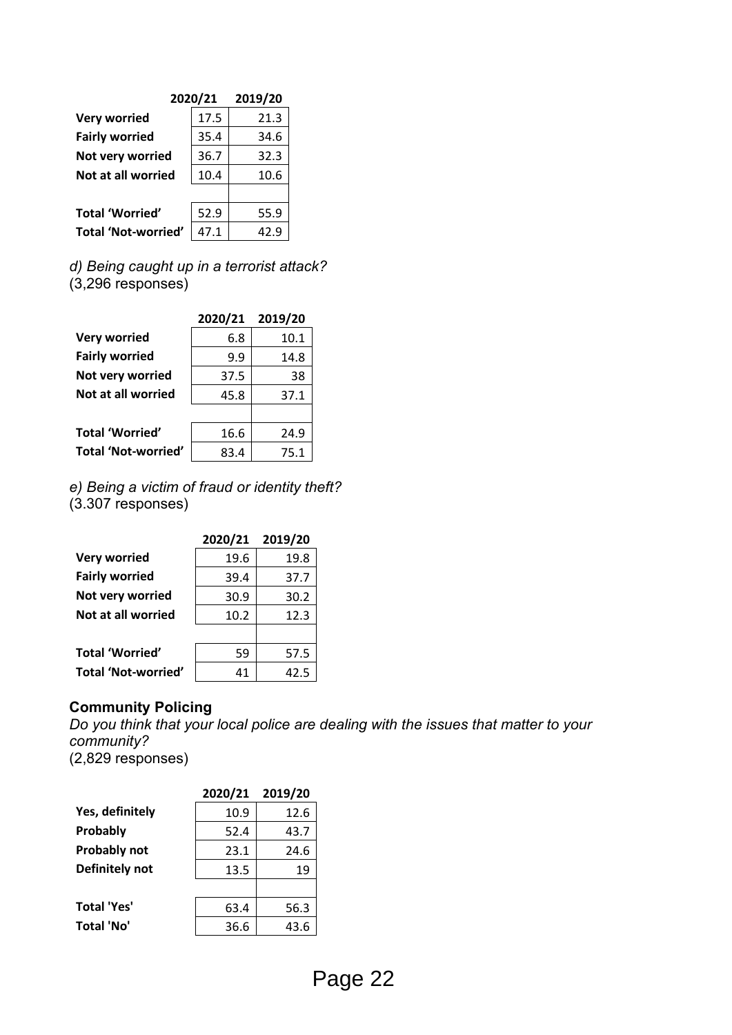| | 2020/21 | 2019/20 |
|---|---|---|
| **Very worried** | 17.5 | 21.3 |
| **Fairly worried** | 35.4 | 34.6 |
| **Not very worried** | 36.7 | 32.3 |
| **Not at all worried** | 10.4 | 10.6 |
| | | |
| **Total 'Worried'** | 52.9 | 55.9 |
| **Total 'Not-worried'** | 47.1 | 42.9 |

*d) Being caught up in a terrorist attack?*
(3,296 responses)

| | 2020/21 | 2019/20 |
|---|---|---|
| **Very worried** | 6.8 | 10.1 |
| **Fairly worried** | 9.9 | 14.8 |
| **Not very worried** | 37.5 | 38 |
| **Not at all worried** | 45.8 | 37.1 |
| | | |
| **Total 'Worried'** | 16.6 | 24.9 |
| **Total 'Not-worried'** | 83.4 | 75.1 |

*e) Being a victim of fraud or identity theft?*
(3.307 responses)

| | 2020/21 | 2019/20 |
|---|---|---|
| **Very worried** | 19.6 | 19.8 |
| **Fairly worried** | 39.4 | 37.7 |
| **Not very worried** | 30.9 | 30.2 |
| **Not at all worried** | 10.2 | 12.3 |
| | | |
| **Total 'Worried'** | 59 | 57.5 |
| **Total 'Not-worried'** | 41 | 42.5 |

### Community Policing

*Do you think that your local police are dealing with the issues that matter to your community?*
(2,829 responses)

| | 2020/21 | 2019/20 |
|---|---|---|
| **Yes, definitely** | 10.9 | 12.6 |
| **Probably** | 52.4 | 43.7 |
| **Probably not** | 23.1 | 24.6 |
| **Definitely not** | 13.5 | 19 |
| | | |
| **Total 'Yes'** | 63.4 | 56.3 |
| **Total 'No'** | 36.6 | 43.6 |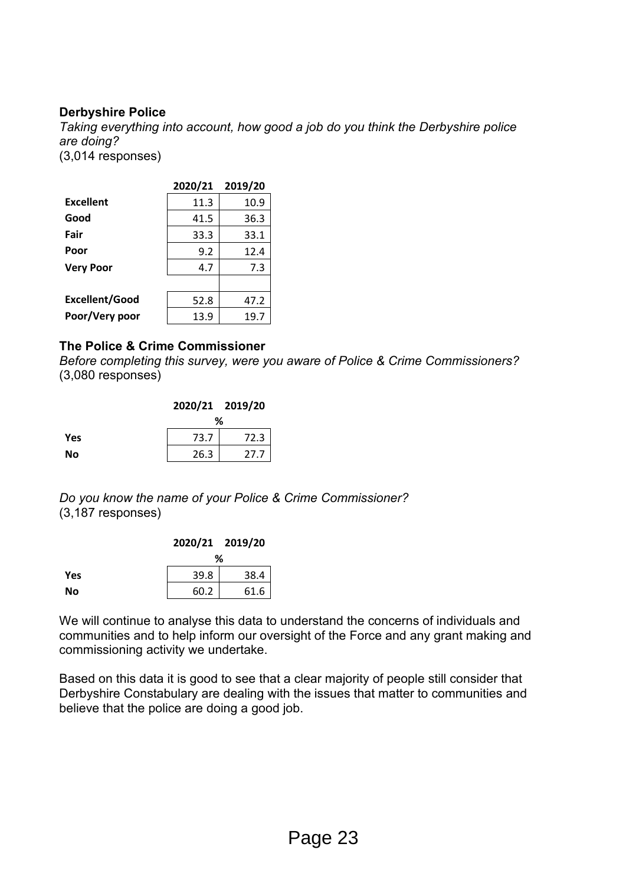**Derbyshire Police**

*Taking everything into account, how good a job do you think the Derbyshire police are doing?*
(3,014 responses)

| | 2020/21 | 2019/20 |
|---|---|---|
| **Excellent** | 11.3 | 10.9 |
| **Good** | 41.5 | 36.3 |
| **Fair** | 33.3 | 33.1 |
| **Poor** | 9.2 | 12.4 |
| **Very Poor** | 4.7 | 7.3 |
| | | |
| **Excellent/Good** | 52.8 | 47.2 |
| **Poor/Very poor** | 13.9 | 19.7 |

**The Police & Crime Commissioner**

*Before completing this survey, were you aware of Police & Crime Commissioners?*
(3,080 responses)

| | 2020/21 | 2019/20 |
|---|---|---|
| | % | |
| **Yes** | 73.7 | 72.3 |
| **No** | 26.3 | 27.7 |

*Do you know the name of your Police & Crime Commissioner?*
(3,187 responses)

| | 2020/21 | 2019/20 |
|---|---|---|
| | % | |
| **Yes** | 39.8 | 38.4 |
| **No** | 60.2 | 61.6 |

We will continue to analyse this data to understand the concerns of individuals and communities and to help inform our oversight of the Force and any grant making and commissioning activity we undertake.

Based on this data it is good to see that a clear majority of people still consider that Derbyshire Constabulary are dealing with the issues that matter to communities and believe that the police are doing a good job.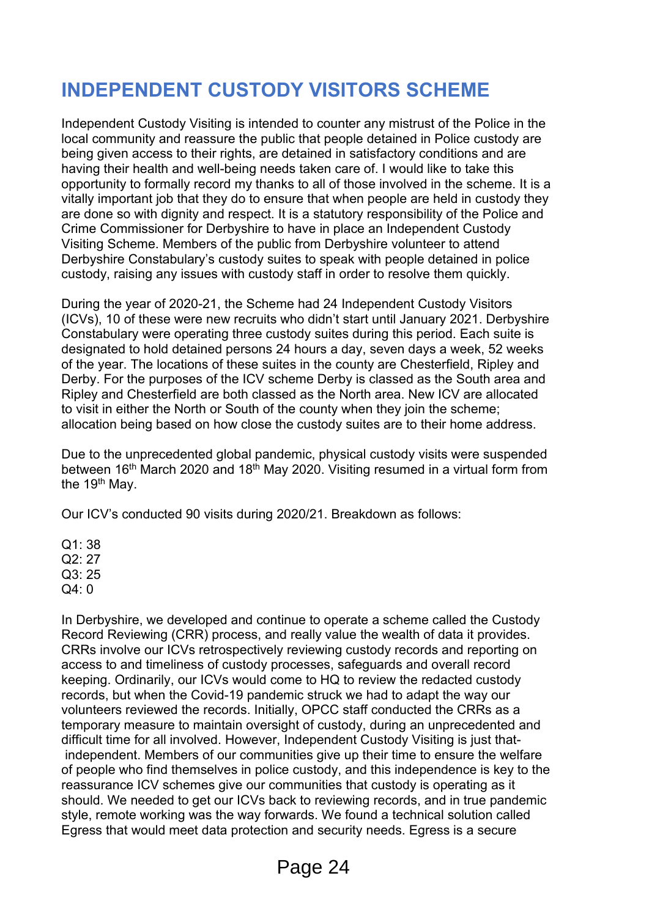# INDEPENDENT CUSTODY VISITORS SCHEME

Independent Custody Visiting is intended to counter any mistrust of the Police in the local community and reassure the public that people detained in Police custody are being given access to their rights, are detained in satisfactory conditions and are having their health and well-being needs taken care of. I would like to take this opportunity to formally record my thanks to all of those involved in the scheme. It is a vitally important job that they do to ensure that when people are held in custody they are done so with dignity and respect. It is a statutory responsibility of the Police and Crime Commissioner for Derbyshire to have in place an Independent Custody Visiting Scheme. Members of the public from Derbyshire volunteer to attend Derbyshire Constabulary's custody suites to speak with people detained in police custody, raising any issues with custody staff in order to resolve them quickly.

During the year of 2020-21, the Scheme had 24 Independent Custody Visitors (ICVs), 10 of these were new recruits who didn't start until January 2021. Derbyshire Constabulary were operating three custody suites during this period. Each suite is designated to hold detained persons 24 hours a day, seven days a week, 52 weeks of the year. The locations of these suites in the county are Chesterfield, Ripley and Derby. For the purposes of the ICV scheme Derby is classed as the South area and Ripley and Chesterfield are both classed as the North area. New ICV are allocated to visit in either the North or South of the county when they join the scheme; allocation being based on how close the custody suites are to their home address.

Due to the unprecedented global pandemic, physical custody visits were suspended between 16th March 2020 and 18th May 2020. Visiting resumed in a virtual form from the 19th May.

Our ICV's conducted 90 visits during 2020/21. Breakdown as follows:

Q1: 38
Q2: 27
Q3: 25
Q4: 0

In Derbyshire, we developed and continue to operate a scheme called the Custody Record Reviewing (CRR) process, and really value the wealth of data it provides. CRRs involve our ICVs retrospectively reviewing custody records and reporting on access to and timeliness of custody processes, safeguards and overall record keeping. Ordinarily, our ICVs would come to HQ to review the redacted custody records, but when the Covid-19 pandemic struck we had to adapt the way our volunteers reviewed the records. Initially, OPCC staff conducted the CRRs as a temporary measure to maintain oversight of custody, during an unprecedented and difficult time for all involved. However, Independent Custody Visiting is just that- independent. Members of our communities give up their time to ensure the welfare of people who find themselves in police custody, and this independence is key to the reassurance ICV schemes give our communities that custody is operating as it should. We needed to get our ICVs back to reviewing records, and in true pandemic style, remote working was the way forwards. We found a technical solution called Egress that would meet data protection and security needs. Egress is a secure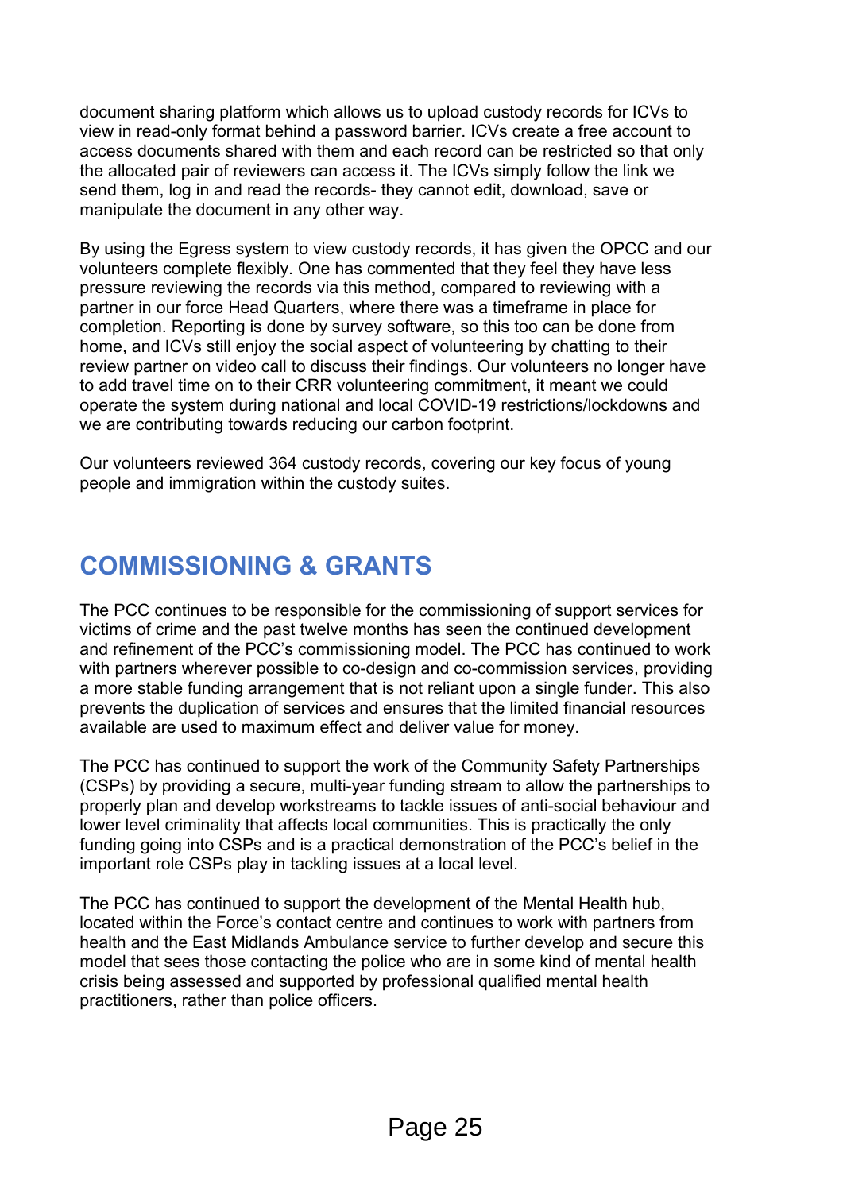document sharing platform which allows us to upload custody records for ICVs to view in read-only format behind a password barrier. ICVs create a free account to access documents shared with them and each record can be restricted so that only the allocated pair of reviewers can access it. The ICVs simply follow the link we send them, log in and read the records- they cannot edit, download, save or manipulate the document in any other way.

By using the Egress system to view custody records, it has given the OPCC and our volunteers complete flexibly. One has commented that they feel they have less pressure reviewing the records via this method, compared to reviewing with a partner in our force Head Quarters, where there was a timeframe in place for completion. Reporting is done by survey software, so this too can be done from home, and ICVs still enjoy the social aspect of volunteering by chatting to their review partner on video call to discuss their findings. Our volunteers no longer have to add travel time on to their CRR volunteering commitment, it meant we could operate the system during national and local COVID-19 restrictions/lockdowns and we are contributing towards reducing our carbon footprint.

Our volunteers reviewed 364 custody records, covering our key focus of young people and immigration within the custody suites.

## COMMISSIONING & GRANTS

The PCC continues to be responsible for the commissioning of support services for victims of crime and the past twelve months has seen the continued development and refinement of the PCC's commissioning model. The PCC has continued to work with partners wherever possible to co-design and co-commission services, providing a more stable funding arrangement that is not reliant upon a single funder. This also prevents the duplication of services and ensures that the limited financial resources available are used to maximum effect and deliver value for money.

The PCC has continued to support the work of the Community Safety Partnerships (CSPs) by providing a secure, multi-year funding stream to allow the partnerships to properly plan and develop workstreams to tackle issues of anti-social behaviour and lower level criminality that affects local communities. This is practically the only funding going into CSPs and is a practical demonstration of the PCC's belief in the important role CSPs play in tackling issues at a local level.

The PCC has continued to support the development of the Mental Health hub, located within the Force's contact centre and continues to work with partners from health and the East Midlands Ambulance service to further develop and secure this model that sees those contacting the police who are in some kind of mental health crisis being assessed and supported by professional qualified mental health practitioners, rather than police officers.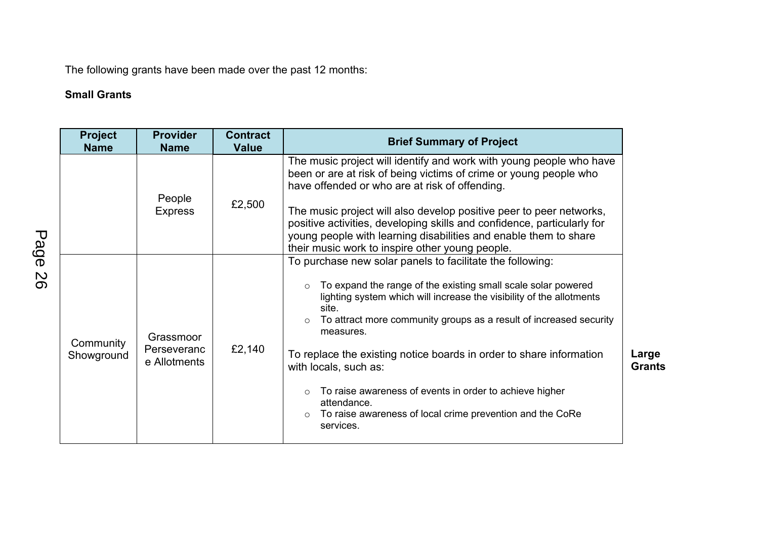The following grants have been made over the past 12 months:

**Small Grants**

| Project Name | Provider Name | Contract Value | Brief Summary of Project |
|---|---|---|---|
| | People Express | £2,500 | The music project will identify and work with young people who have been or are at risk of being victims of crime or young people who have offended or who are at risk of offending.<br><br>The music project will also develop positive peer to peer networks, positive activities, developing skills and confidence, particularly for young people with learning disabilities and enable them to share their music work to inspire other young people. |
| Community Showground | Grassmoor Perseverance Allotments | £2,140 | To purchase new solar panels to facilitate the following:<br>◦ To expand the range of the existing small scale solar powered lighting system which will increase the visibility of the allotments site.<br>◦ To attract more community groups as a result of increased security measures.<br><br>To replace the existing notice boards in order to share information with locals, such as:<br>◦ To raise awareness of events in order to achieve higher attendance.<br>◦ To raise awareness of local crime prevention and the CoRe services. |

**Large Grants**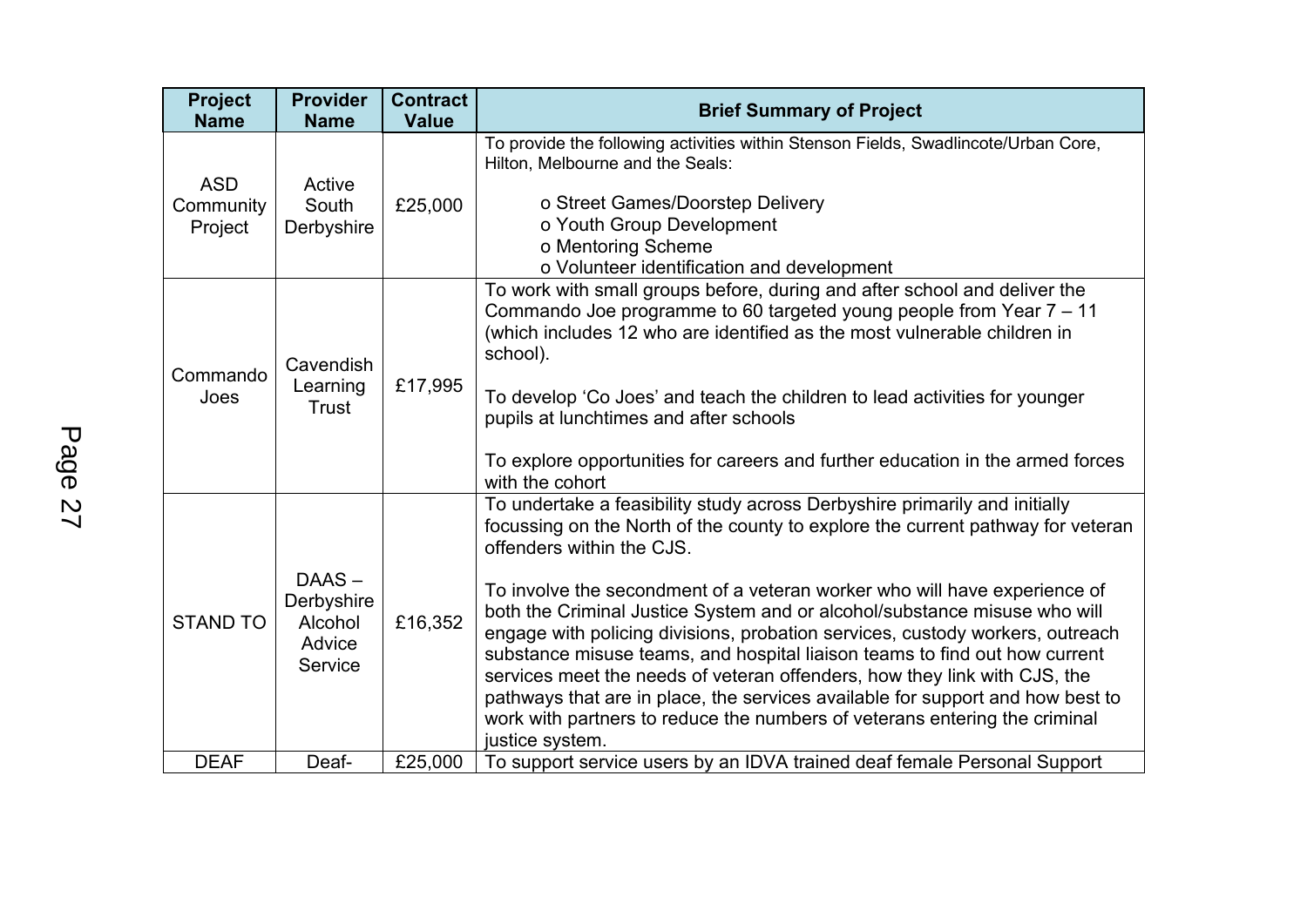| Project Name | Provider Name | Contract Value | Brief Summary of Project |
|---|---|---|---|
| ASD Community Project | Active South Derbyshire | £25,000 | To provide the following activities within Stenson Fields, Swadlincote/Urban Core, Hilton, Melbourne and the Seals:<br><br>o Street Games/Doorstep Delivery<br>o Youth Group Development<br>o Mentoring Scheme<br>o Volunteer identification and development |
| Commando Joes | Cavendish Learning Trust | £17,995 | To work with small groups before, during and after school and deliver the Commando Joe programme to 60 targeted young people from Year 7 – 11 (which includes 12 who are identified as the most vulnerable children in school).<br><br>To develop 'Co Joes' and teach the children to lead activities for younger pupils at lunchtimes and after schools<br><br>To explore opportunities for careers and further education in the armed forces with the cohort |
| STAND TO | DAAS – Derbyshire Alcohol Advice Service | £16,352 | To undertake a feasibility study across Derbyshire primarily and initially focussing on the North of the county to explore the current pathway for veteran offenders within the CJS.<br><br>To involve the secondment of a veteran worker who will have experience of both the Criminal Justice System and or alcohol/substance misuse who will engage with policing divisions, probation services, custody workers, outreach substance misuse teams, and hospital liaison teams to find out how current services meet the needs of veteran offenders, how they link with CJS, the pathways that are in place, the services available for support and how best to work with partners to reduce the numbers of veterans entering the criminal justice system. |
| DEAF | Deaf- | £25,000 | To support service users by an IDVA trained deaf female Personal Support |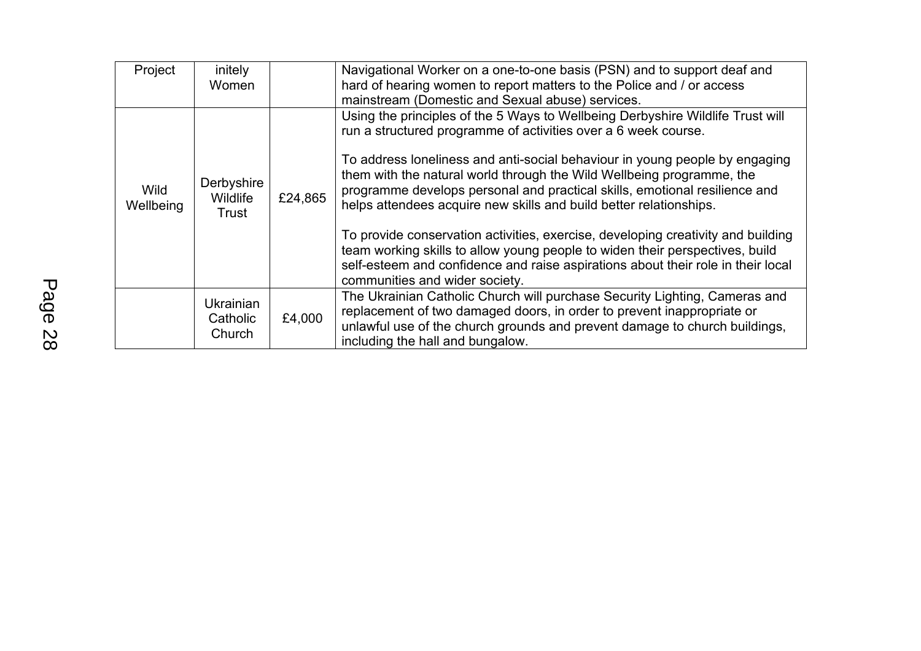| | | | |
|---|---|---|---|
| Project | initely Women | | Navigational Worker on a one-to-one basis (PSN) and to support deaf and hard of hearing women to report matters to the Police and / or access mainstream (Domestic and Sexual abuse) services. |
| Wild Wellbeing | Derbyshire Wildlife Trust | £24,865 | Using the principles of the 5 Ways to Wellbeing Derbyshire Wildlife Trust will run a structured programme of activities over a 6 week course.<br><br>To address loneliness and anti-social behaviour in young people by engaging them with the natural world through the Wild Wellbeing programme, the programme develops personal and practical skills, emotional resilience and helps attendees acquire new skills and build better relationships.<br><br>To provide conservation activities, exercise, developing creativity and building team working skills to allow young people to widen their perspectives, build self-esteem and confidence and raise aspirations about their role in their local communities and wider society. |
| | Ukrainian Catholic Church | £4,000 | The Ukrainian Catholic Church will purchase Security Lighting, Cameras and replacement of two damaged doors, in order to prevent inappropriate or unlawful use of the church grounds and prevent damage to church buildings, including the hall and bungalow. |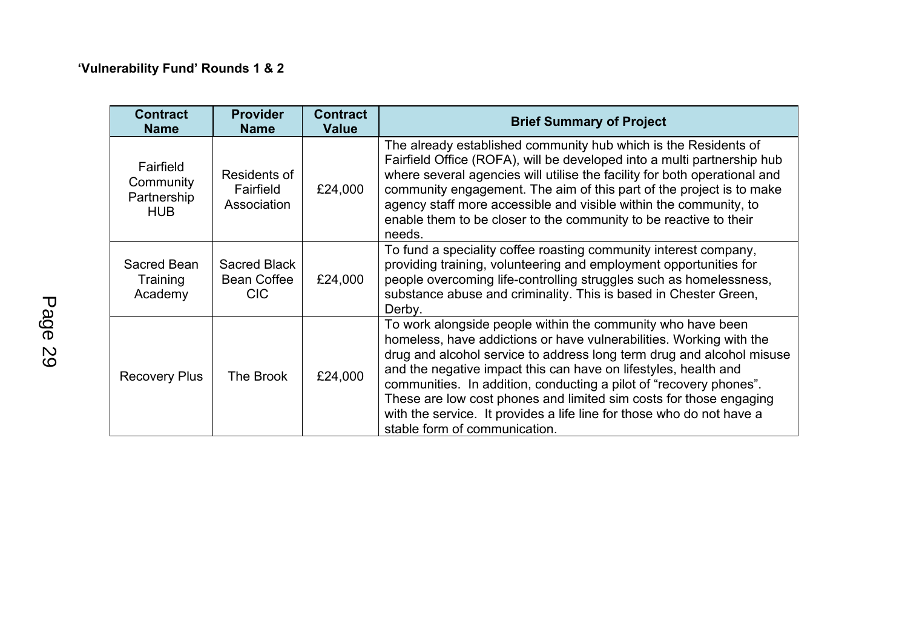**'Vulnerability Fund' Rounds 1 & 2**

| Contract Name | Provider Name | Contract Value | Brief Summary of Project |
|---|---|---|---|
| Fairfield Community Partnership HUB | Residents of Fairfield Association | £24,000 | The already established community hub which is the Residents of Fairfield Office (ROFA), will be developed into a multi partnership hub where several agencies will utilise the facility for both operational and community engagement. The aim of this part of the project is to make agency staff more accessible and visible within the community, to enable them to be closer to the community to be reactive to their needs. |
| Sacred Bean Training Academy | Sacred Black Bean Coffee CIC | £24,000 | To fund a speciality coffee roasting community interest company, providing training, volunteering and employment opportunities for people overcoming life-controlling struggles such as homelessness, substance abuse and criminality. This is based in Chester Green, Derby. |
| Recovery Plus | The Brook | £24,000 | To work alongside people within the community who have been homeless, have addictions or have vulnerabilities. Working with the drug and alcohol service to address long term drug and alcohol misuse and the negative impact this can have on lifestyles, health and communities. In addition, conducting a pilot of "recovery phones". These are low cost phones and limited sim costs for those engaging with the service. It provides a life line for those who do not have a stable form of communication. |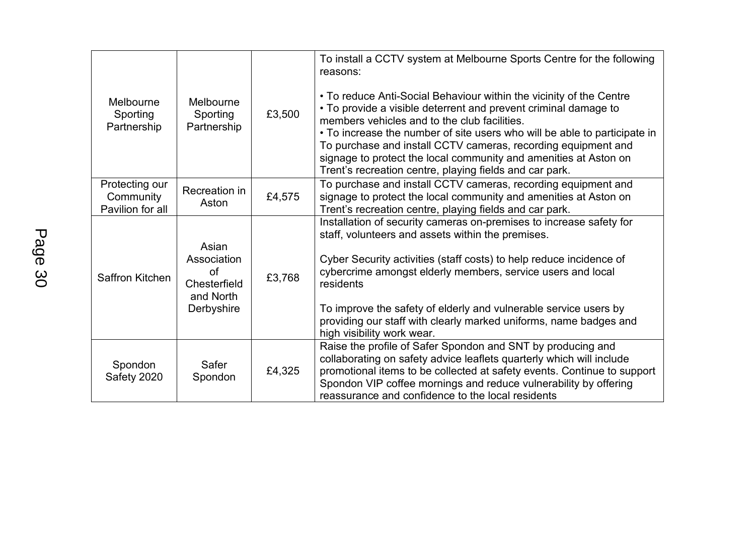| Melbourne Sporting Partnership | Melbourne Sporting Partnership | £3,500 | To install a CCTV system at Melbourne Sports Centre for the following reasons:<br><br>• To reduce Anti-Social Behaviour within the vicinity of the Centre<br>• To provide a visible deterrent and prevent criminal damage to members vehicles and to the club facilities.<br>• To increase the number of site users who will be able to participate in To purchase and install CCTV cameras, recording equipment and signage to protect the local community and amenities at Aston on Trent's recreation centre, playing fields and car park. |
|---|---|---|---|
| Protecting our Community Pavilion for all | Recreation in Aston | £4,575 | To purchase and install CCTV cameras, recording equipment and signage to protect the local community and amenities at Aston on Trent's recreation centre, playing fields and car park. |
| Saffron Kitchen | Asian Association of Chesterfield and North Derbyshire | £3,768 | Installation of security cameras on-premises to increase safety for staff, volunteers and assets within the premises.<br><br>Cyber Security activities (staff costs) to help reduce incidence of cybercrime amongst elderly members, service users and local residents<br><br>To improve the safety of elderly and vulnerable service users by providing our staff with clearly marked uniforms, name badges and high visibility work wear. |
| Spondon Safety 2020 | Safer Spondon | £4,325 | Raise the profile of Safer Spondon and SNT by producing and collaborating on safety advice leaflets quarterly which will include promotional items to be collected at safety events. Continue to support Spondon VIP coffee mornings and reduce vulnerability by offering reassurance and confidence to the local residents |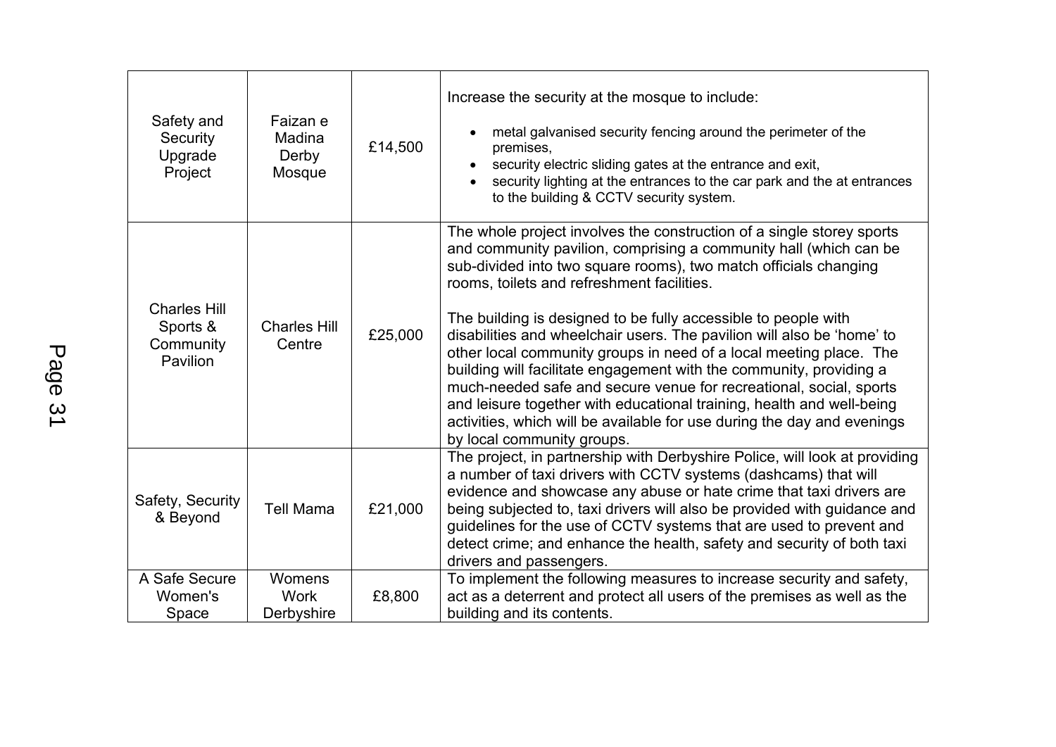| | | | |
|---|---|---|---|
| Safety and Security Upgrade Project | Faizan e Madina Derby Mosque | £14,500 | Increase the security at the mosque to include:<br>• metal galvanised security fencing around the perimeter of the premises,<br>• security electric sliding gates at the entrance and exit,<br>• security lighting at the entrances to the car park and the at entrances to the building & CCTV security system. |
| Charles Hill Sports & Community Pavilion | Charles Hill Centre | £25,000 | The whole project involves the construction of a single storey sports and community pavilion, comprising a community hall (which can be sub-divided into two square rooms), two match officials changing rooms, toilets and refreshment facilities.<br><br>The building is designed to be fully accessible to people with disabilities and wheelchair users. The pavilion will also be 'home' to other local community groups in need of a local meeting place. The building will facilitate engagement with the community, providing a much-needed safe and secure venue for recreational, social, sports and leisure together with educational training, health and well-being activities, which will be available for use during the day and evenings by local community groups. |
| Safety, Security & Beyond | Tell Mama | £21,000 | The project, in partnership with Derbyshire Police, will look at providing a number of taxi drivers with CCTV systems (dashcams) that will evidence and showcase any abuse or hate crime that taxi drivers are being subjected to, taxi drivers will also be provided with guidance and guidelines for the use of CCTV systems that are used to prevent and detect crime; and enhance the health, safety and security of both taxi drivers and passengers. |
| A Safe Secure Women's Space | Womens Work Derbyshire | £8,800 | To implement the following measures to increase security and safety, act as a deterrent and protect all users of the premises as well as the building and its contents. |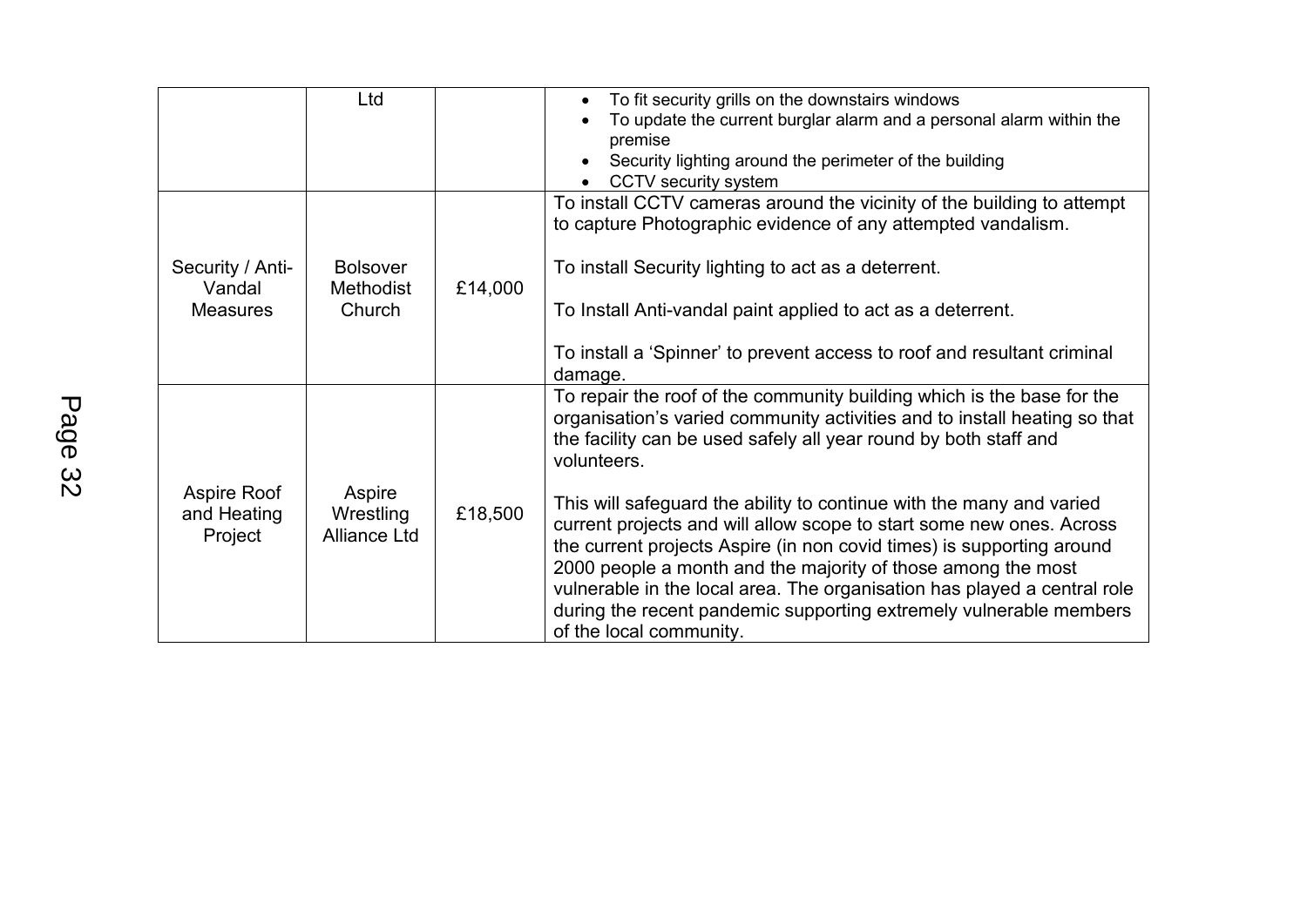| | | | |
|---|---|---|---|
| | Ltd | | • To fit security grills on the downstairs windows<br>• To update the current burglar alarm and a personal alarm within the premise<br>• Security lighting around the perimeter of the building<br>• CCTV security system |
| Security / Anti-Vandal Measures | Bolsover Methodist Church | £14,000 | To install CCTV cameras around the vicinity of the building to attempt to capture Photographic evidence of any attempted vandalism.<br><br>To install Security lighting to act as a deterrent.<br><br>To Install Anti-vandal paint applied to act as a deterrent.<br><br>To install a 'Spinner' to prevent access to roof and resultant criminal damage. |
| Aspire Roof and Heating Project | Aspire Wrestling Alliance Ltd | £18,500 | To repair the roof of the community building which is the base for the organisation's varied community activities and to install heating so that the facility can be used safely all year round by both staff and volunteers.<br><br>This will safeguard the ability to continue with the many and varied current projects and will allow scope to start some new ones. Across the current projects Aspire (in non covid times) is supporting around 2000 people a month and the majority of those among the most vulnerable in the local area. The organisation has played a central role during the recent pandemic supporting extremely vulnerable members of the local community. |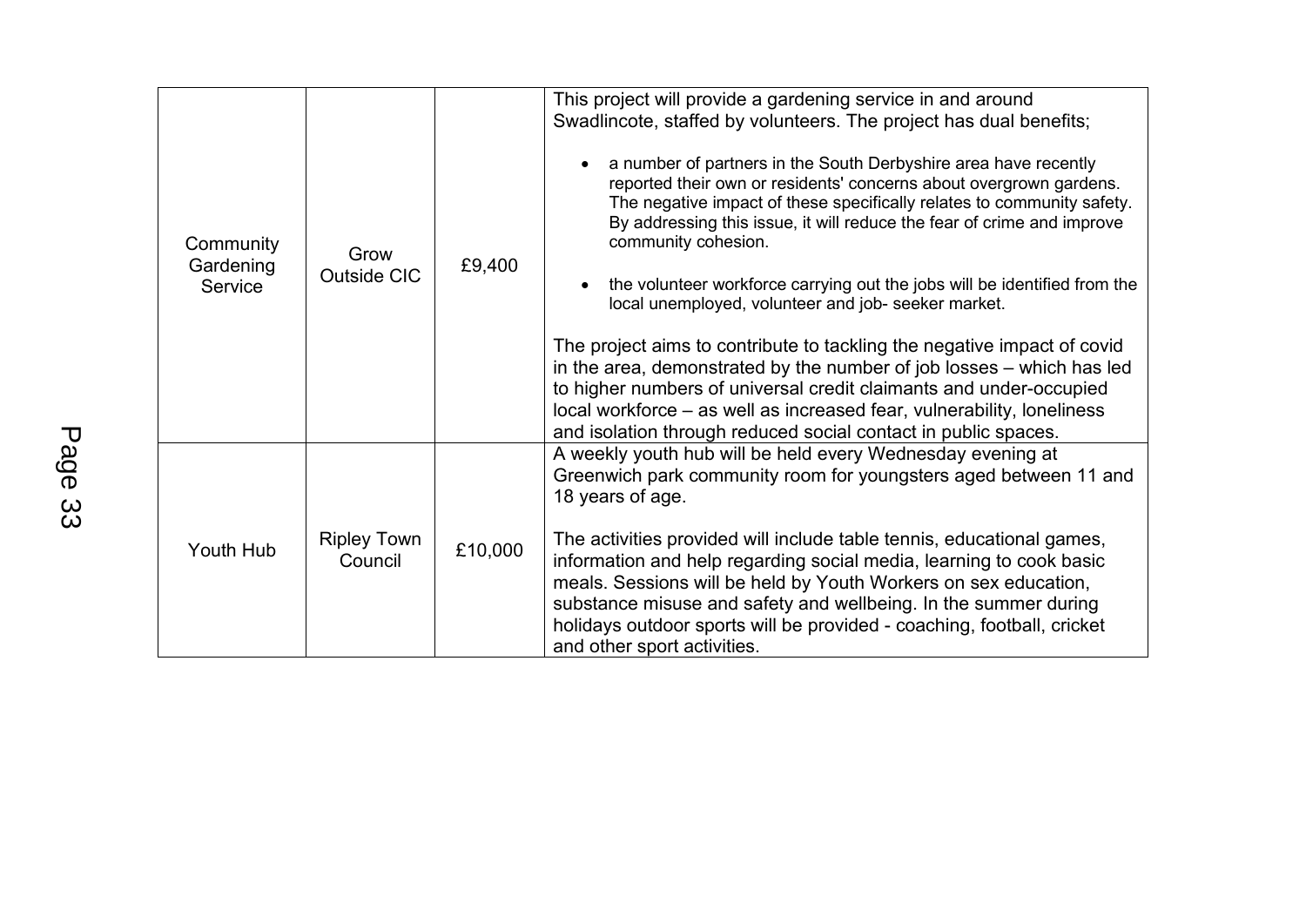| | | | |
|---|---|---|---|
| Community Gardening Service | Grow Outside CIC | £9,400 | This project will provide a gardening service in and around Swadlincote, staffed by volunteers. The project has dual benefits;<br><br>• a number of partners in the South Derbyshire area have recently reported their own or residents' concerns about overgrown gardens. The negative impact of these specifically relates to community safety. By addressing this issue, it will reduce the fear of crime and improve community cohesion.<br><br>• the volunteer workforce carrying out the jobs will be identified from the local unemployed, volunteer and job- seeker market.<br><br>The project aims to contribute to tackling the negative impact of covid in the area, demonstrated by the number of job losses – which has led to higher numbers of universal credit claimants and under-occupied local workforce – as well as increased fear, vulnerability, loneliness and isolation through reduced social contact in public spaces. |
| Youth Hub | Ripley Town Council | £10,000 | A weekly youth hub will be held every Wednesday evening at Greenwich park community room for youngsters aged between 11 and 18 years of age.<br><br>The activities provided will include table tennis, educational games, information and help regarding social media, learning to cook basic meals. Sessions will be held by Youth Workers on sex education, substance misuse and safety and wellbeing. In the summer during holidays outdoor sports will be provided - coaching, football, cricket and other sport activities. |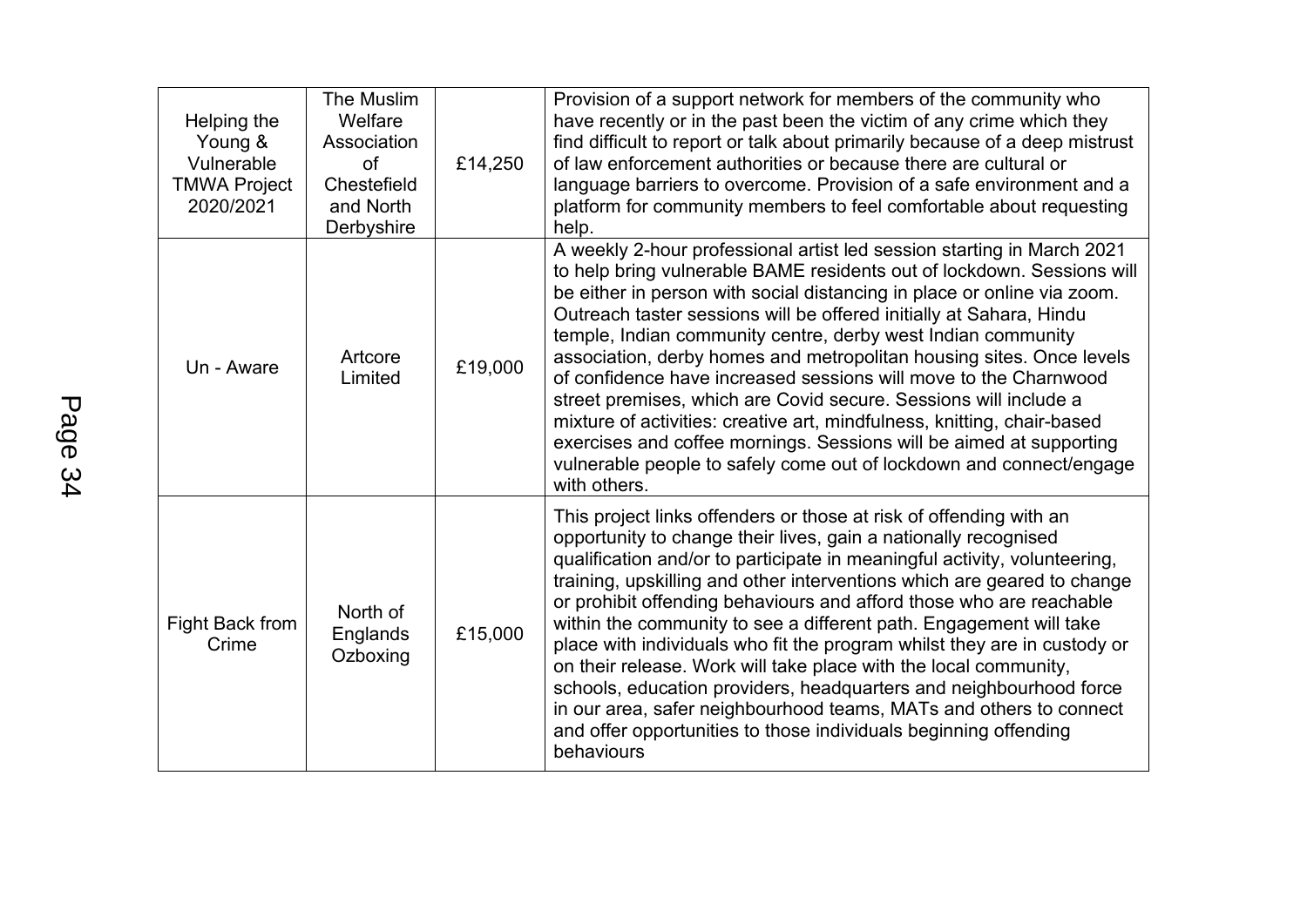| Helping the Young & Vulnerable TMWA Project 2020/2021 | The Muslim Welfare Association of Chestefield and North Derbyshire | £14,250 | Provision of a support network for members of the community who have recently or in the past been the victim of any crime which they find difficult to report or talk about primarily because of a deep mistrust of law enforcement authorities or because there are cultural or language barriers to overcome. Provision of a safe environment and a platform for community members to feel comfortable about requesting help. |
|---|---|---|---|
| Un - Aware | Artcore Limited | £19,000 | A weekly 2-hour professional artist led session starting in March 2021 to help bring vulnerable BAME residents out of lockdown. Sessions will be either in person with social distancing in place or online via zoom. Outreach taster sessions will be offered initially at Sahara, Hindu temple, Indian community centre, derby west Indian community association, derby homes and metropolitan housing sites. Once levels of confidence have increased sessions will move to the Charnwood street premises, which are Covid secure. Sessions will include a mixture of activities: creative art, mindfulness, knitting, chair-based exercises and coffee mornings. Sessions will be aimed at supporting vulnerable people to safely come out of lockdown and connect/engage with others. |
| Fight Back from Crime | North of Englands Ozboxing | £15,000 | This project links offenders or those at risk of offending with an opportunity to change their lives, gain a nationally recognised qualification and/or to participate in meaningful activity, volunteering, training, upskilling and other interventions which are geared to change or prohibit offending behaviours and afford those who are reachable within the community to see a different path. Engagement will take place with individuals who fit the program whilst they are in custody or on their release. Work will take place with the local community, schools, education providers, headquarters and neighbourhood force in our area, safer neighbourhood teams, MATs and others to connect and offer opportunities to those individuals beginning offending behaviours |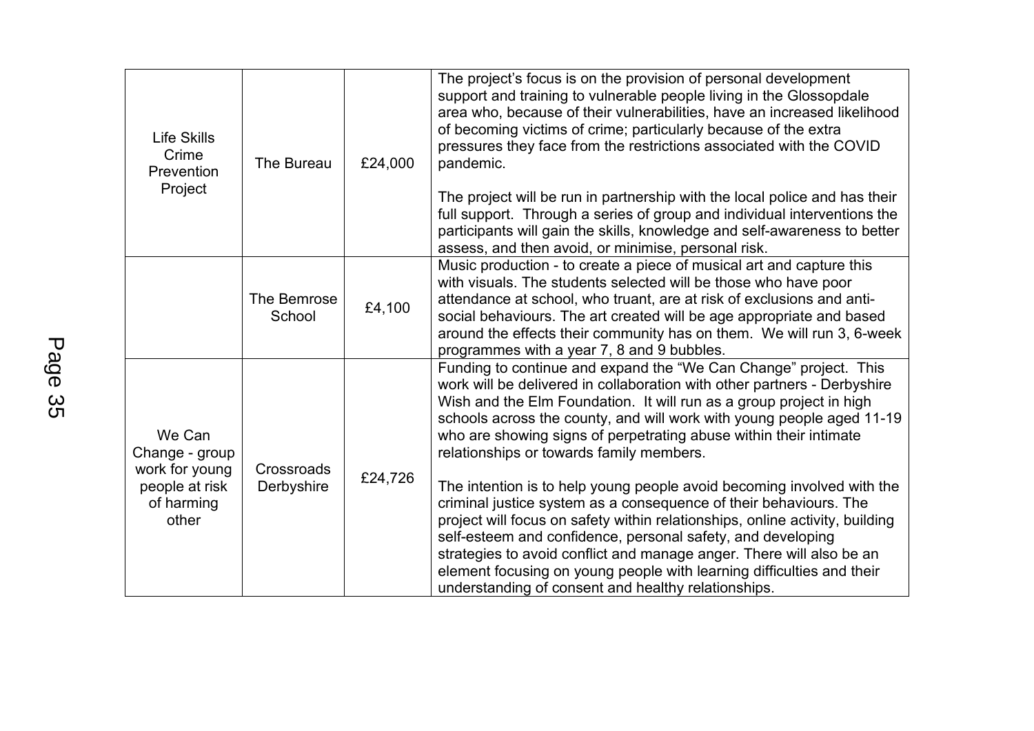| Life Skills Crime Prevention Project | The Bureau | £24,000 | The project's focus is on the provision of personal development support and training to vulnerable people living in the Glossopdale area who, because of their vulnerabilities, have an increased likelihood of becoming victims of crime; particularly because of the extra pressures they face from the restrictions associated with the COVID pandemic.<br><br>The project will be run in partnership with the local police and has their full support. Through a series of group and individual interventions the participants will gain the skills, knowledge and self-awareness to better assess, and then avoid, or minimise, personal risk. |
|---|---|---|---|
| | The Bemrose School | £4,100 | Music production - to create a piece of musical art and capture this with visuals. The students selected will be those who have poor attendance at school, who truant, are at risk of exclusions and anti-social behaviours. The art created will be age appropriate and based around the effects their community has on them. We will run 3, 6-week programmes with a year 7, 8 and 9 bubbles. |
| We Can Change - group work for young people at risk of harming other | Crossroads Derbyshire | £24,726 | Funding to continue and expand the "We Can Change" project. This work will be delivered in collaboration with other partners - Derbyshire Wish and the Elm Foundation. It will run as a group project in high schools across the county, and will work with young people aged 11-19 who are showing signs of perpetrating abuse within their intimate relationships or towards family members.<br><br>The intention is to help young people avoid becoming involved with the criminal justice system as a consequence of their behaviours. The project will focus on safety within relationships, online activity, building self-esteem and confidence, personal safety, and developing strategies to avoid conflict and manage anger. There will also be an element focusing on young people with learning difficulties and their understanding of consent and healthy relationships. |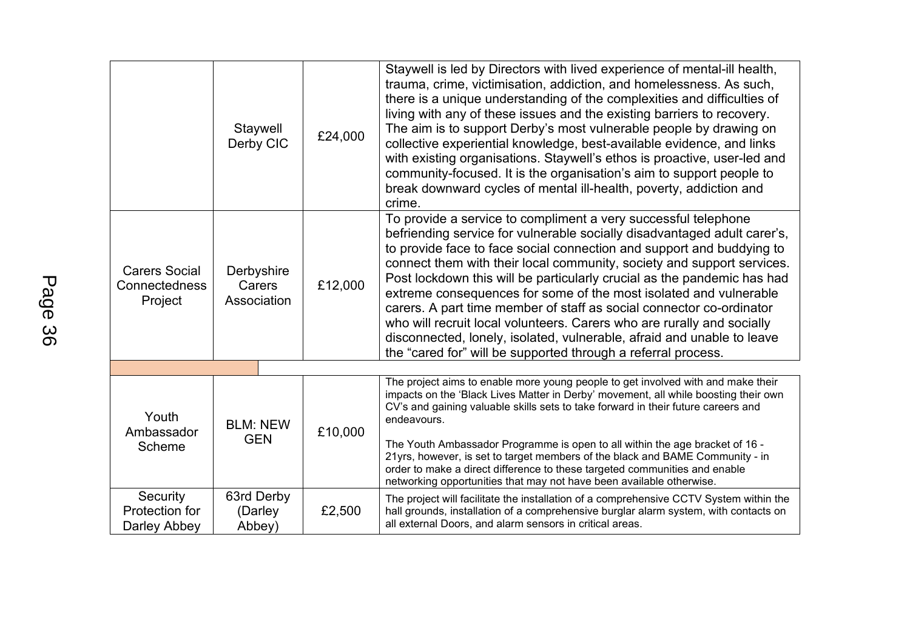| | | | |
|---|---|---|---|
| | Staywell Derby CIC | £24,000 | Staywell is led by Directors with lived experience of mental-ill health, trauma, crime, victimisation, addiction, and homelessness. As such, there is a unique understanding of the complexities and difficulties of living with any of these issues and the existing barriers to recovery. The aim is to support Derby's most vulnerable people by drawing on collective experiential knowledge, best-available evidence, and links with existing organisations. Staywell's ethos is proactive, user-led and community-focused. It is the organisation's aim to support people to break downward cycles of mental ill-health, poverty, addiction and crime. |
| Carers Social Connectedness Project | Derbyshire Carers Association | £12,000 | To provide a service to compliment a very successful telephone befriending service for vulnerable socially disadvantaged adult carer's, to provide face to face social connection and support and buddying to connect them with their local community, society and support services. Post lockdown this will be particularly crucial as the pandemic has had extreme consequences for some of the most isolated and vulnerable carers. A part time member of staff as social connector co-ordinator who will recruit local volunteers. Carers who are rurally and socially disconnected, lonely, isolated, vulnerable, afraid and unable to leave the "cared for" will be supported through a referral process. |
| Youth Ambassador Scheme | BLM: NEW GEN | £10,000 | The project aims to enable more young people to get involved with and make their impacts on the 'Black Lives Matter in Derby' movement, all while boosting their own CV's and gaining valuable skills sets to take forward in their future careers and endeavours.<br><br>The Youth Ambassador Programme is open to all within the age bracket of 16 - 21yrs, however, is set to target members of the black and BAME Community - in order to make a direct difference to these targeted communities and enable networking opportunities that may not have been available otherwise. |
| Security Protection for Darley Abbey | 63rd Derby (Darley Abbey) | £2,500 | The project will facilitate the installation of a comprehensive CCTV System within the hall grounds, installation of a comprehensive burglar alarm system, with contacts on all external Doors, and alarm sensors in critical areas. |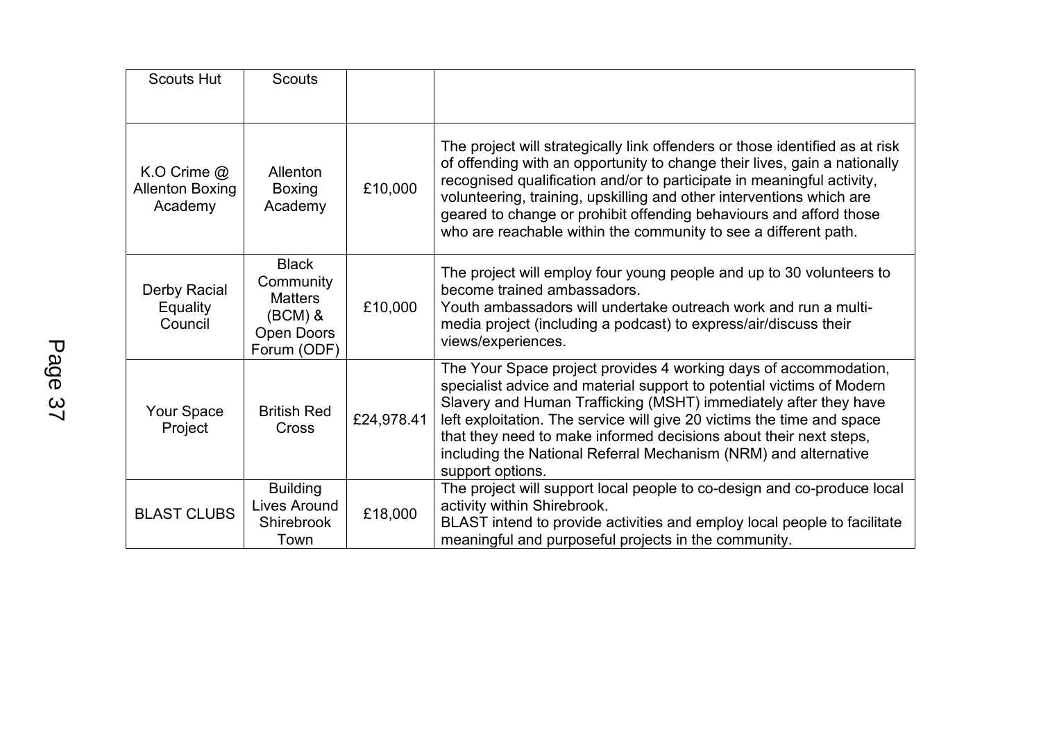| Scouts Hut | Scouts | | |
|---|---|---|---|
| K.O Crime @ Allenton Boxing Academy | Allenton Boxing Academy | £10,000 | The project will strategically link offenders or those identified as at risk of offending with an opportunity to change their lives, gain a nationally recognised qualification and/or to participate in meaningful activity, volunteering, training, upskilling and other interventions which are geared to change or prohibit offending behaviours and afford those who are reachable within the community to see a different path. |
| Derby Racial Equality Council | Black Community Matters (BCM) & Open Doors Forum (ODF) | £10,000 | The project will employ four young people and up to 30 volunteers to become trained ambassadors. Youth ambassadors will undertake outreach work and run a multi-media project (including a podcast) to express/air/discuss their views/experiences. |
| Your Space Project | British Red Cross | £24,978.41 | The Your Space project provides 4 working days of accommodation, specialist advice and material support to potential victims of Modern Slavery and Human Trafficking (MSHT) immediately after they have left exploitation. The service will give 20 victims the time and space that they need to make informed decisions about their next steps, including the National Referral Mechanism (NRM) and alternative support options. |
| BLAST CLUBS | Building Lives Around Shirebrook Town | £18,000 | The project will support local people to co-design and co-produce local activity within Shirebrook. BLAST intend to provide activities and employ local people to facilitate meaningful and purposeful projects in the community. |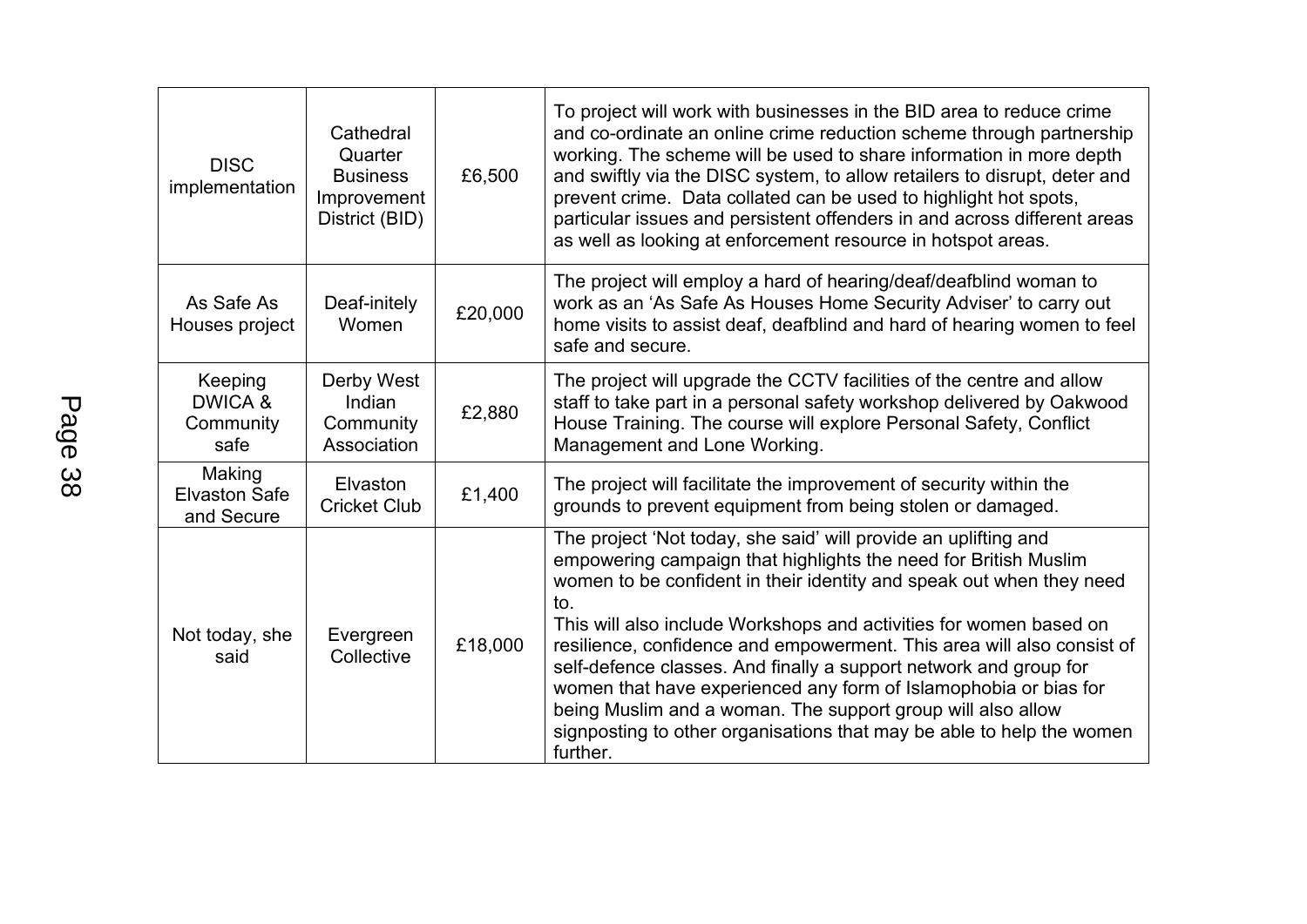| DISC implementation | Cathedral Quarter Business Improvement District (BID) | £6,500 | To project will work with businesses in the BID area to reduce crime and co-ordinate an online crime reduction scheme through partnership working. The scheme will be used to share information in more depth and swiftly via the DISC system, to allow retailers to disrupt, deter and prevent crime. Data collated can be used to highlight hot spots, particular issues and persistent offenders in and across different areas as well as looking at enforcement resource in hotspot areas. |
|---|---|---|---|
| As Safe As Houses project | Deaf-initely Women | £20,000 | The project will employ a hard of hearing/deaf/deafblind woman to work as an 'As Safe As Houses Home Security Adviser' to carry out home visits to assist deaf, deafblind and hard of hearing women to feel safe and secure. |
| Keeping DWICA & Community safe | Derby West Indian Community Association | £2,880 | The project will upgrade the CCTV facilities of the centre and allow staff to take part in a personal safety workshop delivered by Oakwood House Training. The course will explore Personal Safety, Conflict Management and Lone Working. |
| Making Elvaston Safe and Secure | Elvaston Cricket Club | £1,400 | The project will facilitate the improvement of security within the grounds to prevent equipment from being stolen or damaged. |
| Not today, she said | Evergreen Collective | £18,000 | The project 'Not today, she said' will provide an uplifting and empowering campaign that highlights the need for British Muslim women to be confident in their identity and speak out when they need to.<br>This will also include Workshops and activities for women based on resilience, confidence and empowerment. This area will also consist of self-defence classes. And finally a support network and group for women that have experienced any form of Islamophobia or bias for being Muslim and a woman. The support group will also allow signposting to other organisations that may be able to help the women further. |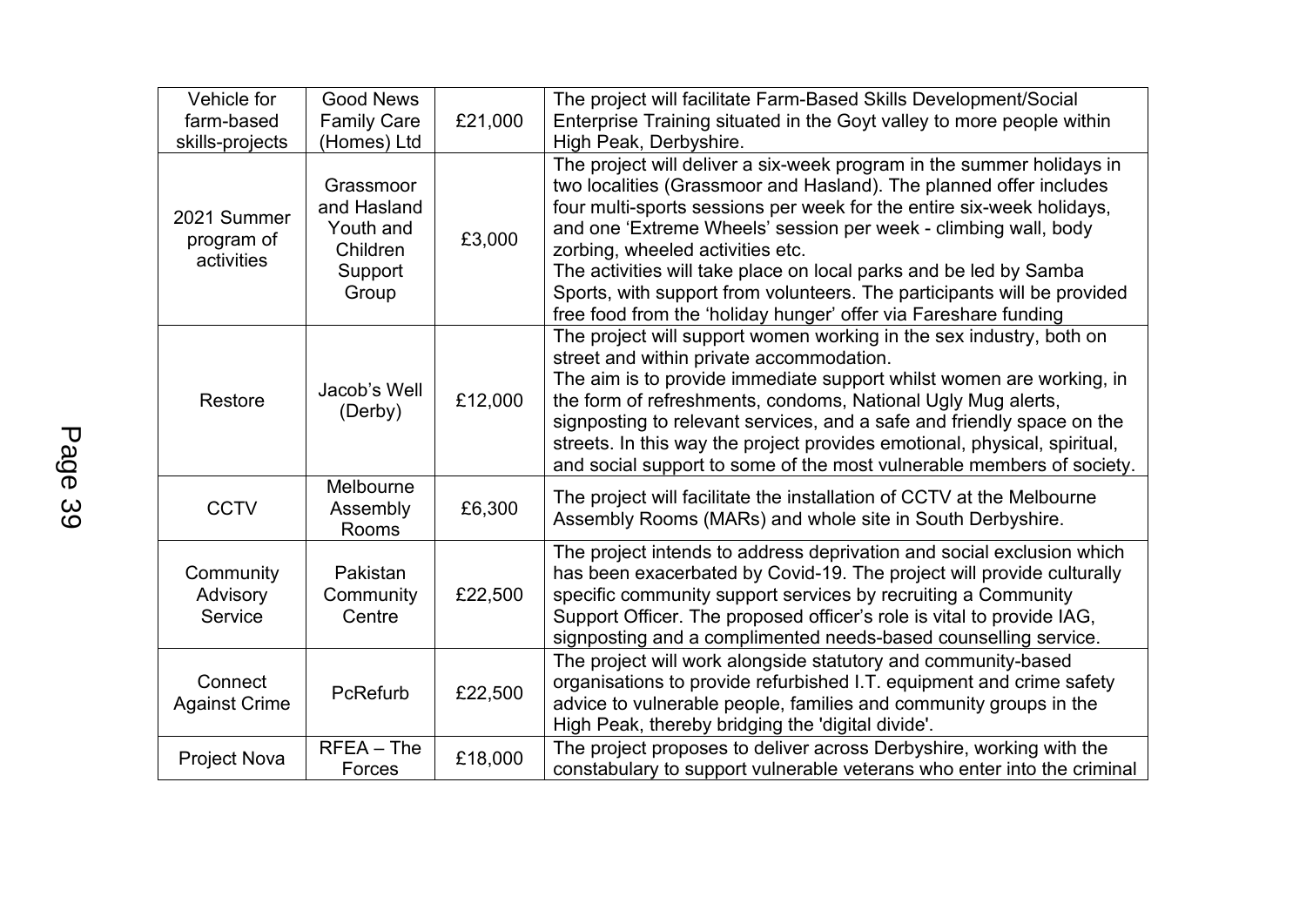| Vehicle for farm-based skills-projects | Good News Family Care (Homes) Ltd | £21,000 | The project will facilitate Farm-Based Skills Development/Social Enterprise Training situated in the Goyt valley to more people within High Peak, Derbyshire. |
|---|---|---|---|
| 2021 Summer program of activities | Grassmoor and Hasland Youth and Children Support Group | £3,000 | The project will deliver a six-week program in the summer holidays in two localities (Grassmoor and Hasland). The planned offer includes four multi-sports sessions per week for the entire six-week holidays, and one 'Extreme Wheels' session per week - climbing wall, body zorbing, wheeled activities etc.<br>The activities will take place on local parks and be led by Samba Sports, with support from volunteers. The participants will be provided free food from the 'holiday hunger' offer via Fareshare funding |
| Restore | Jacob's Well (Derby) | £12,000 | The project will support women working in the sex industry, both on street and within private accommodation.<br>The aim is to provide immediate support whilst women are working, in the form of refreshments, condoms, National Ugly Mug alerts, signposting to relevant services, and a safe and friendly space on the streets. In this way the project provides emotional, physical, spiritual, and social support to some of the most vulnerable members of society. |
| CCTV | Melbourne Assembly Rooms | £6,300 | The project will facilitate the installation of CCTV at the Melbourne Assembly Rooms (MARs) and whole site in South Derbyshire. |
| Community Advisory Service | Pakistan Community Centre | £22,500 | The project intends to address deprivation and social exclusion which has been exacerbated by Covid-19. The project will provide culturally specific community support services by recruiting a Community Support Officer. The proposed officer's role is vital to provide IAG, signposting and a complimented needs-based counselling service. |
| Connect Against Crime | PcRefurb | £22,500 | The project will work alongside statutory and community-based organisations to provide refurbished I.T. equipment and crime safety advice to vulnerable people, families and community groups in the High Peak, thereby bridging the 'digital divide'. |
| Project Nova | RFEA – The Forces | £18,000 | The project proposes to deliver across Derbyshire, working with the constabulary to support vulnerable veterans who enter into the criminal |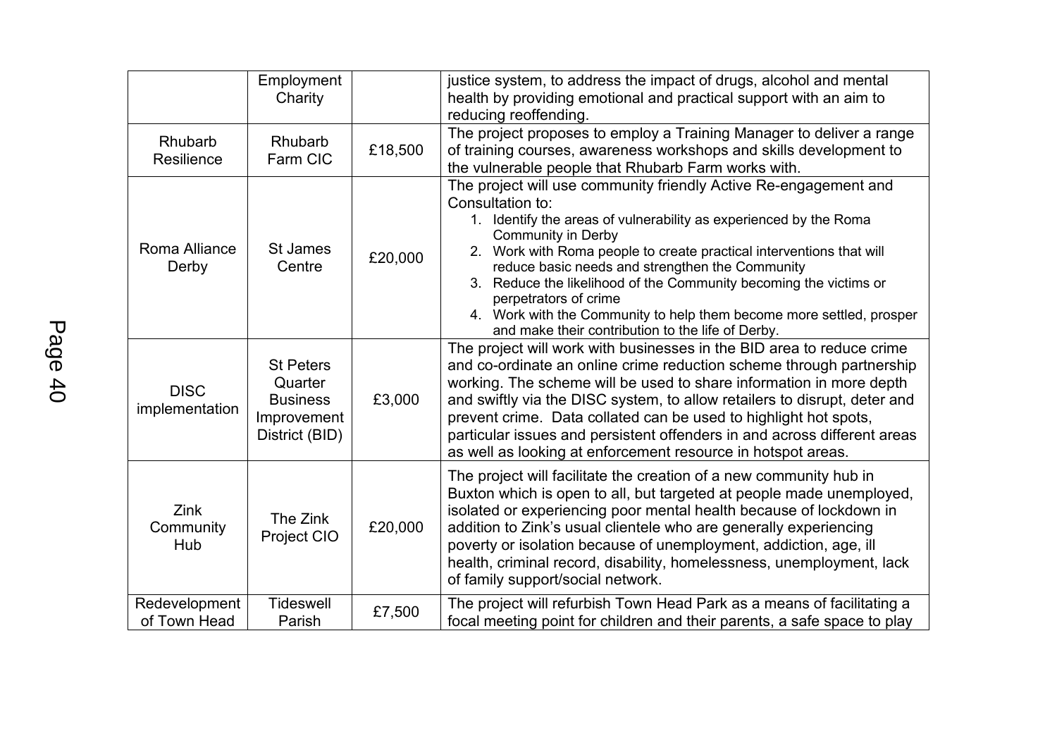| | | | |
|---|---|---|---|
| | Employment Charity | | justice system, to address the impact of drugs, alcohol and mental health by providing emotional and practical support with an aim to reducing reoffending. |
| Rhubarb Resilience | Rhubarb Farm CIC | £18,500 | The project proposes to employ a Training Manager to deliver a range of training courses, awareness workshops and skills development to the vulnerable people that Rhubarb Farm works with. |
| Roma Alliance Derby | St James Centre | £20,000 | The project will use community friendly Active Re-engagement and Consultation to:<br>1. Identify the areas of vulnerability as experienced by the Roma Community in Derby<br>2. Work with Roma people to create practical interventions that will reduce basic needs and strengthen the Community<br>3. Reduce the likelihood of the Community becoming the victims or perpetrators of crime<br>4. Work with the Community to help them become more settled, prosper and make their contribution to the life of Derby. |
| DISC implementation | St Peters Quarter Business Improvement District (BID) | £3,000 | The project will work with businesses in the BID area to reduce crime and co-ordinate an online crime reduction scheme through partnership working. The scheme will be used to share information in more depth and swiftly via the DISC system, to allow retailers to disrupt, deter and prevent crime. Data collated can be used to highlight hot spots, particular issues and persistent offenders in and across different areas as well as looking at enforcement resource in hotspot areas. |
| Zink Community Hub | The Zink Project CIO | £20,000 | The project will facilitate the creation of a new community hub in Buxton which is open to all, but targeted at people made unemployed, isolated or experiencing poor mental health because of lockdown in addition to Zink's usual clientele who are generally experiencing poverty or isolation because of unemployment, addiction, age, ill health, criminal record, disability, homelessness, unemployment, lack of family support/social network. |
| Redevelopment of Town Head | Tideswell Parish | £7,500 | The project will refurbish Town Head Park as a means of facilitating a focal meeting point for children and their parents, a safe space to play |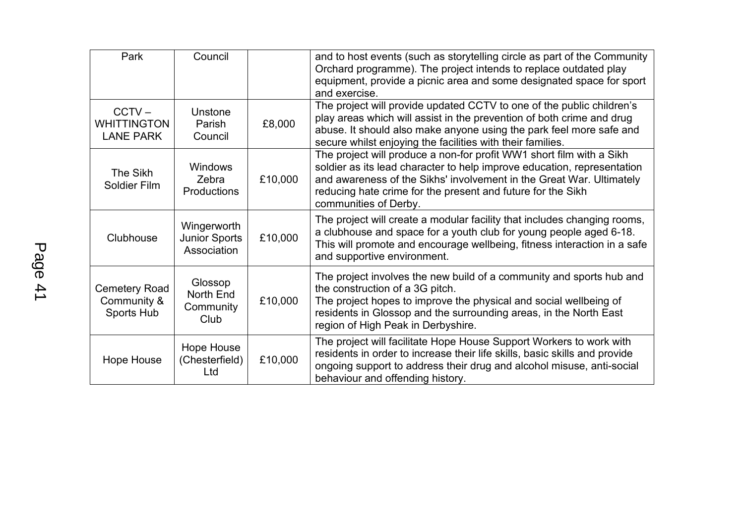| | | | |
|---|---|---|---|
| Park | Council | | and to host events (such as storytelling circle as part of the Community Orchard programme). The project intends to replace outdated play equipment, provide a picnic area and some designated space for sport and exercise. |
| CCTV – WHITTINGTON LANE PARK | Unstone Parish Council | £8,000 | The project will provide updated CCTV to one of the public children's play areas which will assist in the prevention of both crime and drug abuse. It should also make anyone using the park feel more safe and secure whilst enjoying the facilities with their families. |
| The Sikh Soldier Film | Windows Zebra Productions | £10,000 | The project will produce a non-for profit WW1 short film with a Sikh soldier as its lead character to help improve education, representation and awareness of the Sikhs' involvement in the Great War. Ultimately reducing hate crime for the present and future for the Sikh communities of Derby. |
| Clubhouse | Wingerworth Junior Sports Association | £10,000 | The project will create a modular facility that includes changing rooms, a clubhouse and space for a youth club for young people aged 6-18. This will promote and encourage wellbeing, fitness interaction in a safe and supportive environment. |
| Cemetery Road Community & Sports Hub | Glossop North End Community Club | £10,000 | The project involves the new build of a community and sports hub and the construction of a 3G pitch.<br>The project hopes to improve the physical and social wellbeing of residents in Glossop and the surrounding areas, in the North East region of High Peak in Derbyshire. |
| Hope House | Hope House (Chesterfield) Ltd | £10,000 | The project will facilitate Hope House Support Workers to work with residents in order to increase their life skills, basic skills and provide ongoing support to address their drug and alcohol misuse, anti-social behaviour and offending history. |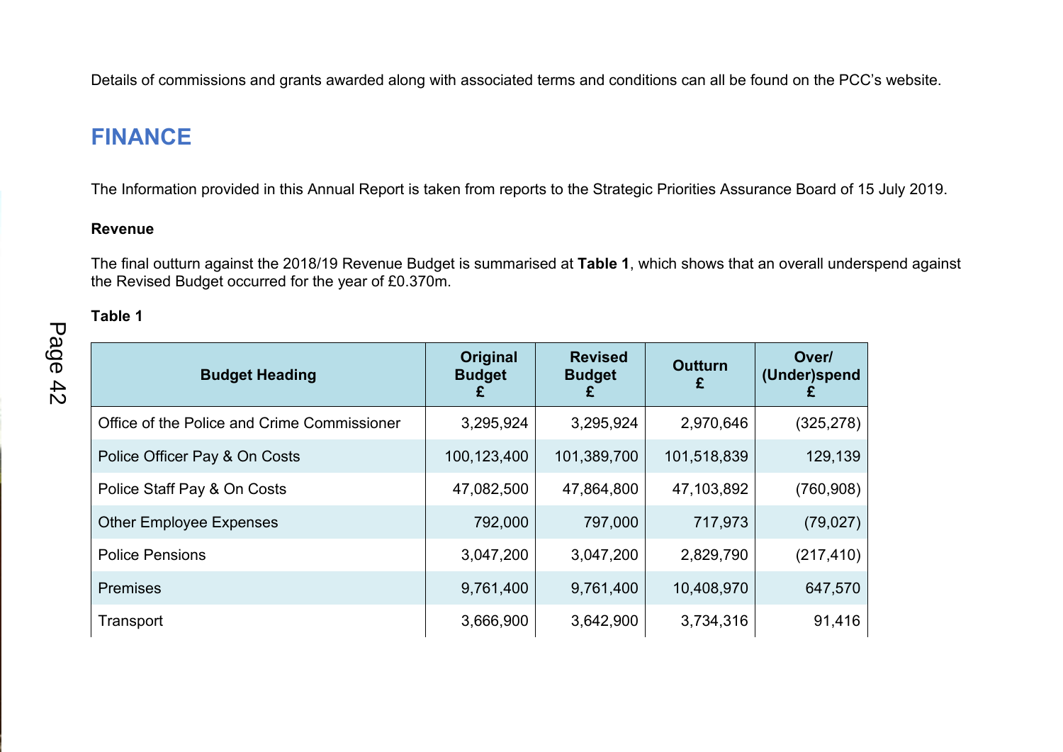Details of commissions and grants awarded along with associated terms and conditions can all be found on the PCC's website.

## FINANCE

The Information provided in this Annual Report is taken from reports to the Strategic Priorities Assurance Board of 15 July 2019.

**Revenue**

The final outturn against the 2018/19 Revenue Budget is summarised at **Table 1**, which shows that an overall underspend against the Revised Budget occurred for the year of £0.370m.

**Table 1**

| Budget Heading | Original Budget £ | Revised Budget £ | Outturn £ | Over/ (Under)spend £ |
|---|---:|---:|---:|---:|
| Office of the Police and Crime Commissioner | 3,295,924 | 3,295,924 | 2,970,646 | (325,278) |
| Police Officer Pay & On Costs | 100,123,400 | 101,389,700 | 101,518,839 | 129,139 |
| Police Staff Pay & On Costs | 47,082,500 | 47,864,800 | 47,103,892 | (760,908) |
| Other Employee Expenses | 792,000 | 797,000 | 717,973 | (79,027) |
| Police Pensions | 3,047,200 | 3,047,200 | 2,829,790 | (217,410) |
| Premises | 9,761,400 | 9,761,400 | 10,408,970 | 647,570 |
| Transport | 3,666,900 | 3,642,900 | 3,734,316 | 91,416 |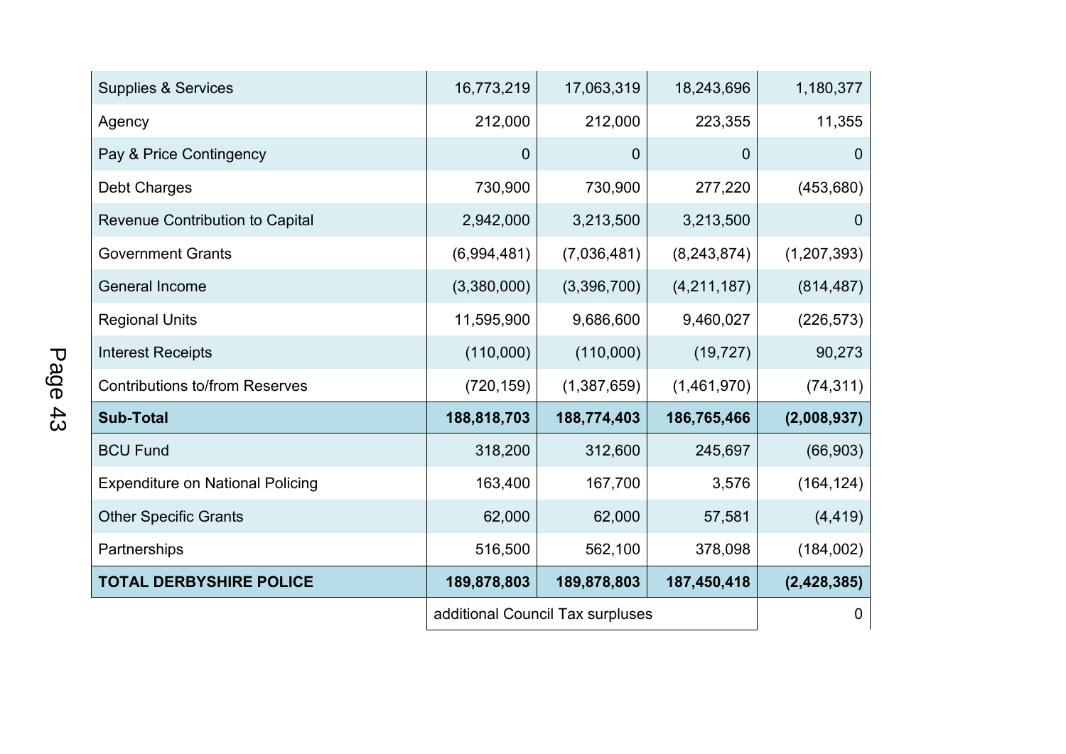| | | | | |
|---|---|---|---|---|
| Supplies & Services | 16,773,219 | 17,063,319 | 18,243,696 | 1,180,377 |
| Agency | 212,000 | 212,000 | 223,355 | 11,355 |
| Pay & Price Contingency | 0 | 0 | 0 | 0 |
| Debt Charges | 730,900 | 730,900 | 277,220 | (453,680) |
| Revenue Contribution to Capital | 2,942,000 | 3,213,500 | 3,213,500 | 0 |
| Government Grants | (6,994,481) | (7,036,481) | (8,243,874) | (1,207,393) |
| General Income | (3,380,000) | (3,396,700) | (4,211,187) | (814,487) |
| Regional Units | 11,595,900 | 9,686,600 | 9,460,027 | (226,573) |
| Interest Receipts | (110,000) | (110,000) | (19,727) | 90,273 |
| Contributions to/from Reserves | (720,159) | (1,387,659) | (1,461,970) | (74,311) |
| **Sub-Total** | **188,818,703** | **188,774,403** | **186,765,466** | **(2,008,937)** |
| BCU Fund | 318,200 | 312,600 | 245,697 | (66,903) |
| Expenditure on National Policing | 163,400 | 167,700 | 3,576 | (164,124) |
| Other Specific Grants | 62,000 | 62,000 | 57,581 | (4,419) |
| Partnerships | 516,500 | 562,100 | 378,098 | (184,002) |
| **TOTAL DERBYSHIRE POLICE** | **189,878,803** | **189,878,803** | **187,450,418** | **(2,428,385)** |
| | additional Council Tax surpluses | | | 0 |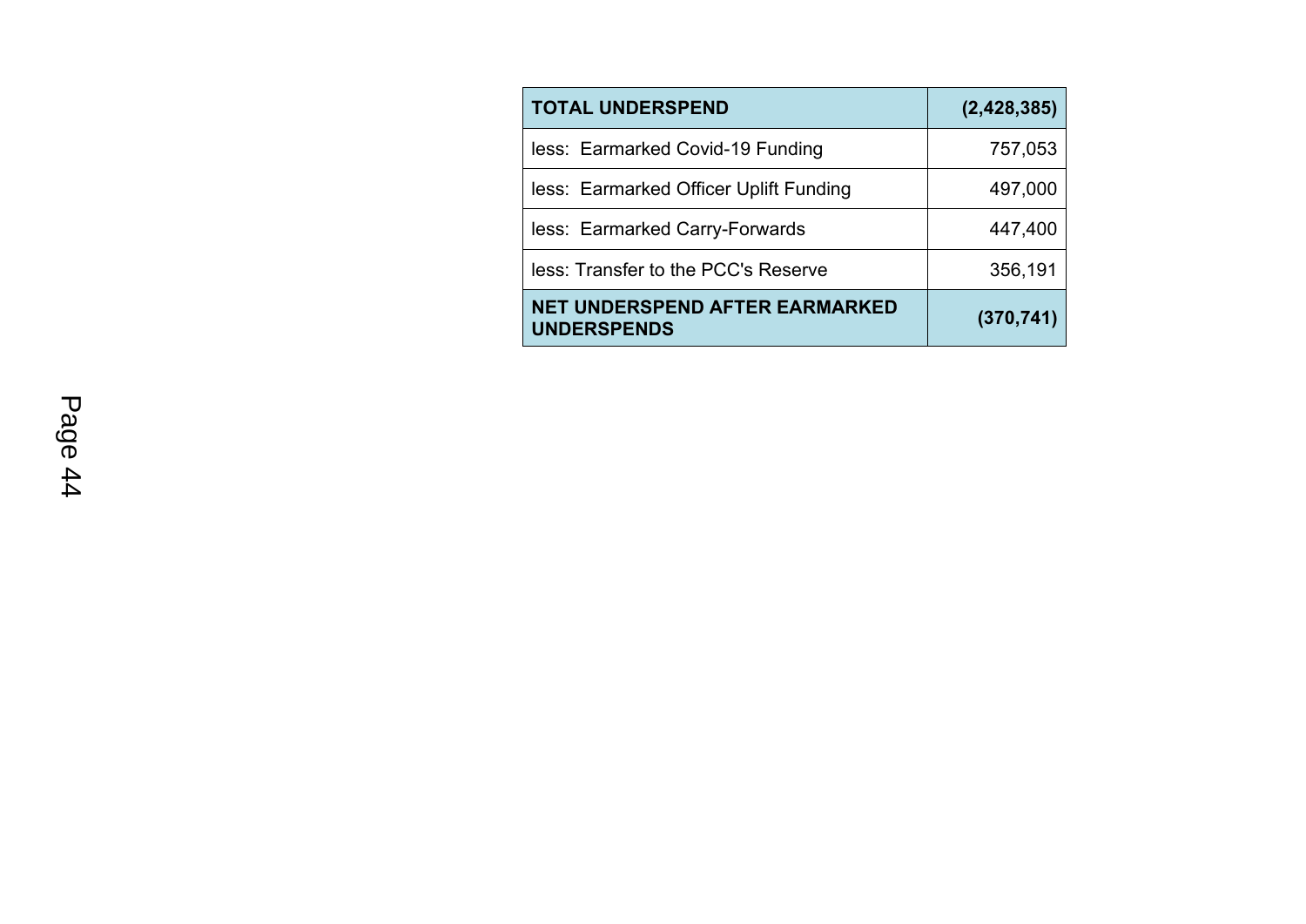| **TOTAL UNDERSPEND** | **(2,428,385)** |
| --- | --- |
| less:  Earmarked Covid-19 Funding | 757,053 |
| less:  Earmarked Officer Uplift Funding | 497,000 |
| less:  Earmarked Carry-Forwards | 447,400 |
| less: Transfer to the PCC's Reserve | 356,191 |
| **NET UNDERSPEND AFTER EARMARKED UNDERSPENDS** | **(370,741)** |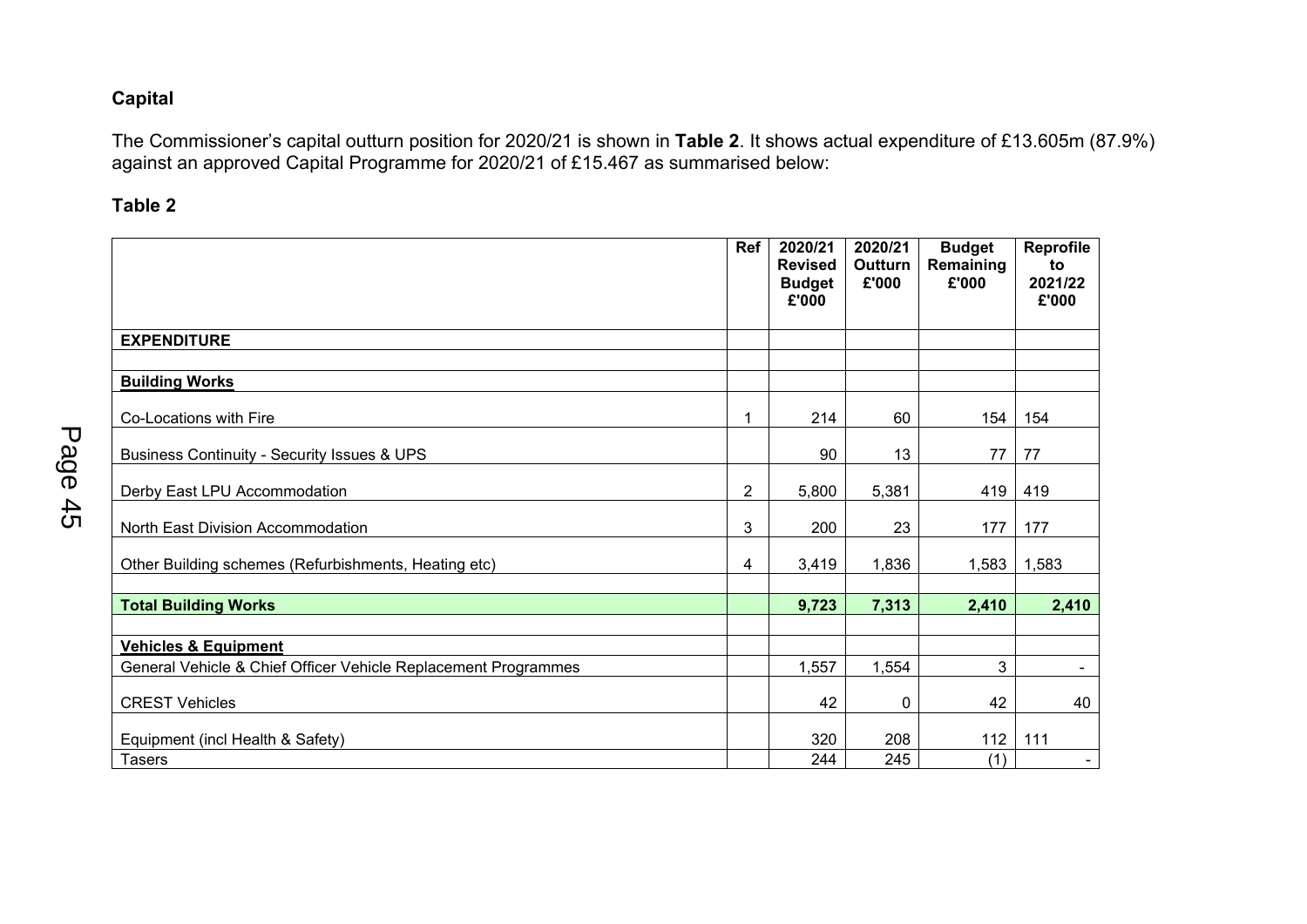**Capital**

The Commissioner's capital outturn position for 2020/21 is shown in **Table 2**. It shows actual expenditure of £13.605m (87.9%) against an approved Capital Programme for 2020/21 of £15.467 as summarised below:

**Table 2**

| | Ref | 2020/21 Revised Budget £'000 | 2020/21 Outturn £'000 | Budget Remaining £'000 | Reprofile to 2021/22 £'000 |
|---|---|---|---|---|---|
| **EXPENDITURE** | | | | | |
| | | | | | |
| **Building Works** | | | | | |
| Co-Locations with Fire | 1 | 214 | 60 | 154 | 154 |
| Business Continuity - Security Issues & UPS | | 90 | 13 | 77 | 77 |
| Derby East LPU Accommodation | 2 | 5,800 | 5,381 | 419 | 419 |
| North East Division Accommodation | 3 | 200 | 23 | 177 | 177 |
| Other Building schemes (Refurbishments, Heating etc) | 4 | 3,419 | 1,836 | 1,583 | 1,583 |
| | | | | | |
| **Total Building Works** | | **9,723** | **7,313** | **2,410** | **2,410** |
| | | | | | |
| **Vehicles & Equipment** | | | | | |
| General Vehicle & Chief Officer Vehicle Replacement Programmes | | 1,557 | 1,554 | 3 | - |
| CREST Vehicles | | 42 | 0 | 42 | 40 |
| Equipment (incl Health & Safety) | | 320 | 208 | 112 | 111 |
| Tasers | | 244 | 245 | (1) | - |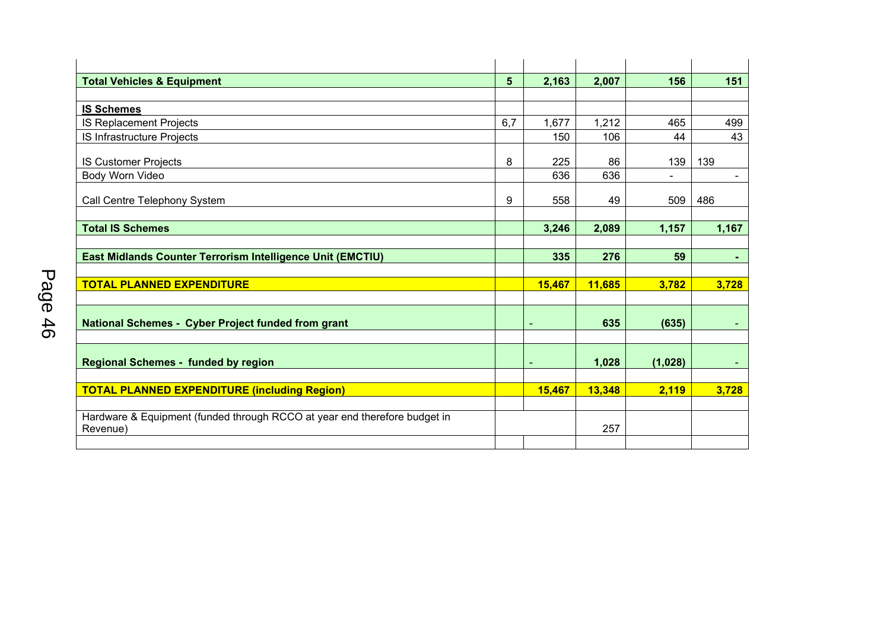| | | | | | |
|---|---|---|---|---|---|
| **Total Vehicles & Equipment** | **5** | **2,163** | **2,007** | **156** | **151** |
| | | | | | |
| **IS Schemes** | | | | | |
| IS Replacement Projects | 6,7 | 1,677 | 1,212 | 465 | 499 |
| IS Infrastructure Projects | | 150 | 106 | 44 | 43 |
| IS Customer Projects | 8 | 225 | 86 | 139 | 139 |
| Body Worn Video | | 636 | 636 | - | - |
| Call Centre Telephony System | 9 | 558 | 49 | 509 | 486 |
| | | | | | |
| **Total IS Schemes** | | **3,246** | **2,089** | **1,157** | **1,167** |
| | | | | | |
| **East Midlands Counter Terrorism Intelligence Unit (EMCTIU)** | | **335** | **276** | **59** | **-** |
| | | | | | |
| **TOTAL PLANNED EXPENDITURE** | | **15,467** | **11,685** | **3,782** | **3,728** |
| | | | | | |
| **National Schemes - Cyber Project funded from grant** | | - | **635** | **(635)** | - |
| | | | | | |
| **Regional Schemes - funded by region** | | - | **1,028** | **(1,028)** | - |
| | | | | | |
| **TOTAL PLANNED EXPENDITURE (including Region)** | | **15,467** | **13,348** | **2,119** | **3,728** |
| | | | | | |
| Hardware & Equipment (funded through RCCO at year end therefore budget in Revenue) | | | 257 | | |
| | | | | | |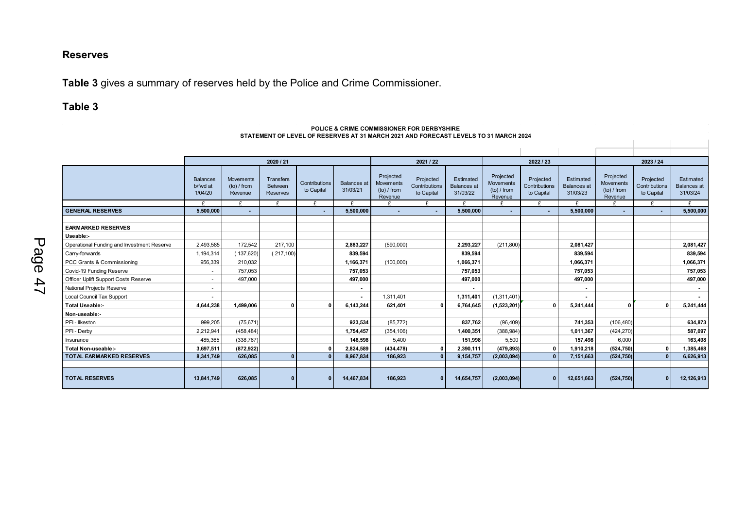## Reserves

**Table 3** gives a summary of reserves held by the Police and Crime Commissioner.

### Table 3

**POLICE & CRIME COMMISSIONER FOR DERBYSHIRE**
**STATEMENT OF LEVEL OF RESERVES AT 31 MARCH 2021 AND FORECAST LEVELS TO 31 MARCH 2024**

| | 2020 / 21 | | | | | 2021 / 22 | | | 2022 / 23 | | | 2023 / 24 | | |
|---|---|---|---|---|---|---|---|---|---|---|---|---|---|---|
| | Balances b/fwd at 1/04/20 | Movements (to) / from Revenue | Transfers Between Reserves | Contributions to Capital | Balances at 31/03/21 | Projected Movements (to) / from Revenue | Projected Contributions to Capital | Estimated Balances at 31/03/22 | Projected Movements (to) / from Revenue | Projected Contributions to Capital | Estimated Balances at 31/03/23 | Projected Movements (to) / from Revenue | Projected Contributions to Capital | Estimated Balances at 31/03/24 |
| | £ | £ | £ | £ | £ | £ | £ | £ | £ | £ | £ | £ | £ | £ |
| **GENERAL RESERVES** | **5,500,000** | **-** | | **-** | **5,500,000** | **-** | **-** | **5,500,000** | **-** | **-** | **5,500,000** | **-** | **-** | **5,500,000** |
| | | | | | | | | | | | | | | |
| **EARMARKED RESERVES** | | | | | | | | | | | | | | |
| **Useable:-** | | | | | | | | | | | | | | |
| Operational Funding and Investment Reserve | 2,493,585 | 172,542 | 217,100 | | **2,883,227** | (590,000) | | **2,293,227** | (211,800) | | **2,081,427** | | | **2,081,427** |
| Carry-forwards | 1,194,314 | (137,620) | (217,100) | | **839,594** | | | **839,594** | | | **839,594** | | | **839,594** |
| PCC Grants & Commissioning | 956,339 | 210,032 | | | **1,166,371** | (100,000) | | **1,066,371** | | | **1,066,371** | | | **1,066,371** |
| Covid-19 Funding Reserve | - | 757,053 | | | **757,053** | | | **757,053** | | | **757,053** | | | **757,053** |
| Officer Uplift Support Costs Reserve | - | 497,000 | | | **497,000** | | | **497,000** | | | **497,000** | | | **497,000** |
| National Projects Reserve | - | | | | **-** | | | **-** | | | **-** | | | **-** |
| Local Council Tax Support | - | | | | **-** | 1,311,401 | | **1,311,401** | (1,311,401) | | **-** | | | **-** |
| **Total Useable:-** | **4,644,238** | **1,499,006** | **0** | **0** | **6,143,244** | **621,401** | **0** | **6,764,645** | **(1,523,201)** | **0** | **5,241,444** | **0** | **0** | **5,241,444** |
| **Non-useable:-** | | | | | | | | | | | | | | |
| PFI - Ilkeston | 999,205 | (75,671) | | | **923,534** | (85,772) | | **837,762** | (96,409) | | **741,353** | (106,480) | | **634,873** |
| PFI - Derby | 2,212,941 | (458,484) | | | **1,754,457** | (354,106) | | **1,400,351** | (388,984) | | **1,011,367** | (424,270) | | **587,097** |
| Insurance | 485,365 | (338,767) | | | **146,598** | 5,400 | | **151,998** | 5,500 | | **157,498** | 6,000 | | **163,498** |
| **Total Non-useable:-** | **3,697,511** | **(872,922)** | | **0** | **2,824,589** | **(434,478)** | **0** | **2,390,111** | **(479,893)** | **0** | **1,910,218** | **(524,750)** | **0** | **1,385,468** |
| **TOTAL EARMARKED RESERVES** | **8,341,749** | **626,085** | **0** | **0** | **8,967,834** | **186,923** | **0** | **9,154,757** | **(2,003,094)** | **0** | **7,151,663** | **(524,750)** | **0** | **6,626,913** |
| | | | | | | | | | | | | | | |
| **TOTAL RESERVES** | **13,841,749** | **626,085** | **0** | **0** | **14,467,834** | **186,923** | **0** | **14,654,757** | **(2,003,094)** | **0** | **12,651,663** | **(524,750)** | **0** | **12,126,913** |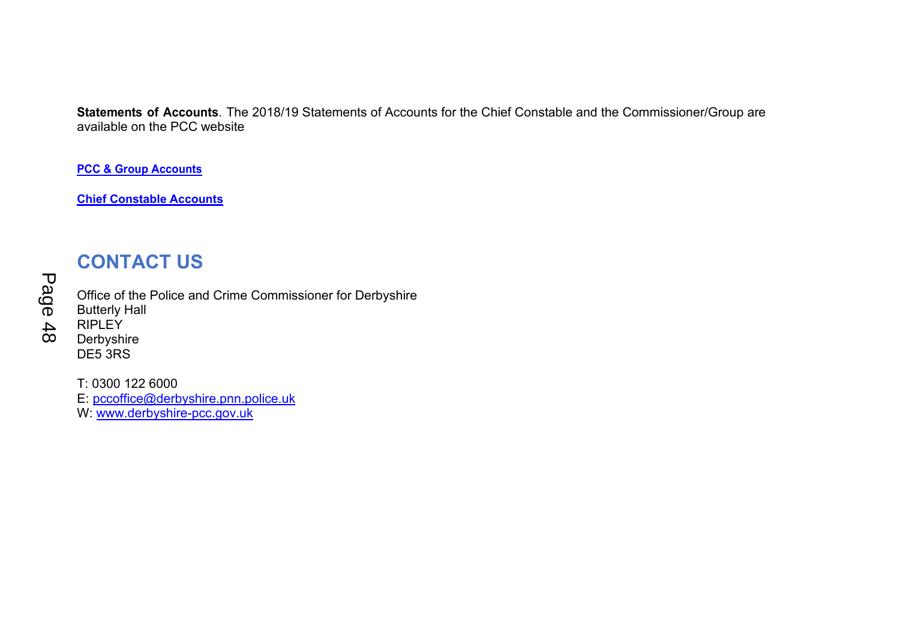**Statements of Accounts**. The 2018/19 Statements of Accounts for the Chief Constable and the Commissioner/Group are available on the PCC website

**PCC & Group Accounts**

**Chief Constable Accounts**

## CONTACT US

Office of the Police and Crime Commissioner for Derbyshire
Butterly Hall
RIPLEY
Derbyshire
DE5 3RS

T: 0300 122 6000
E: pccoffice@derbyshire.pnn.police.uk
W: www.derbyshire-pcc.gov.uk